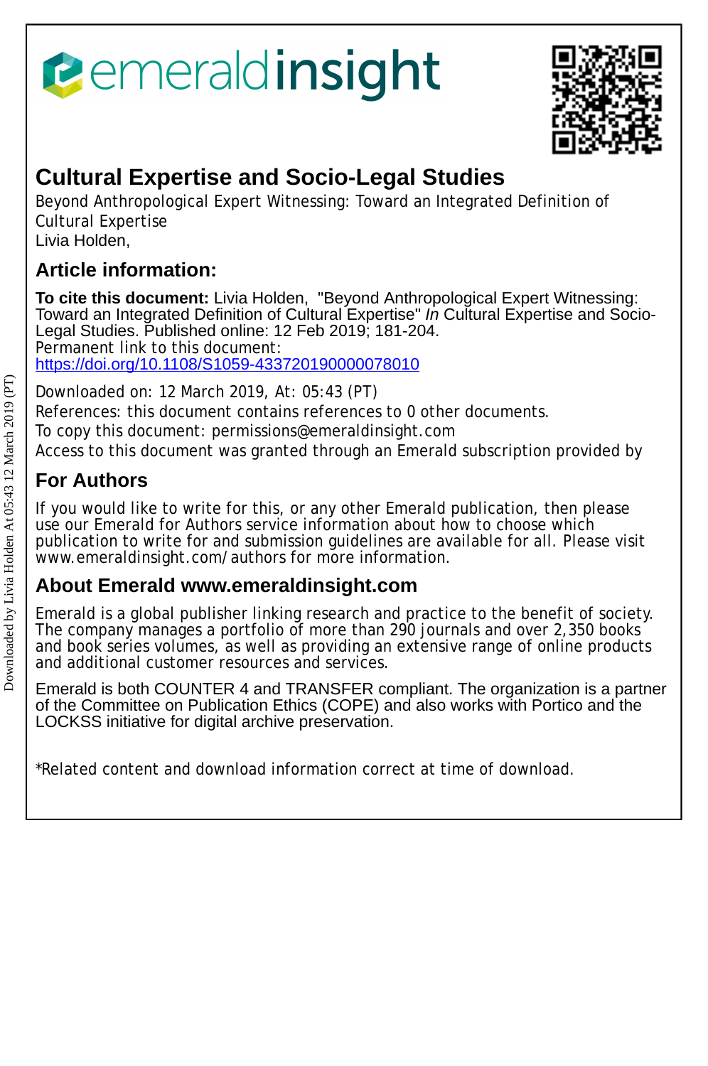# Cultural Expertise and Socio-Legal Studies

Beyond Anthropological Expert Witnessing: Toward an Integrated Definition of Cultural Expertise
Livia Holden,

## Article information:

**To cite this document:** Livia Holden, "Beyond Anthropological Expert Witnessing: Toward an Integrated Definition of Cultural Expertise" *In* Cultural Expertise and Socio-Legal Studies. Published online: 12 Feb 2019; 181-204.
Permanent link to this document:
https://doi.org/10.1108/S1059-433720190000078010

Downloaded on: 12 March 2019, At: 05:43 (PT)
References: this document contains references to 0 other documents.
To copy this document: permissions@emeraldinsight.com
Access to this document was granted through an Emerald subscription provided by

## For Authors

If you would like to write for this, or any other Emerald publication, then please use our Emerald for Authors service information about how to choose which publication to write for and submission guidelines are available for all. Please visit www.emeraldinsight.com/authors for more information.

## About Emerald www.emeraldinsight.com

Emerald is a global publisher linking research and practice to the benefit of society. The company manages a portfolio of more than 290 journals and over 2,350 books and book series volumes, as well as providing an extensive range of online products and additional customer resources and services.

Emerald is both COUNTER 4 and TRANSFER compliant. The organization is a partner of the Committee on Publication Ethics (COPE) and also works with Portico and the LOCKSS initiative for digital archive preservation.

*Related content and download information correct at time of download.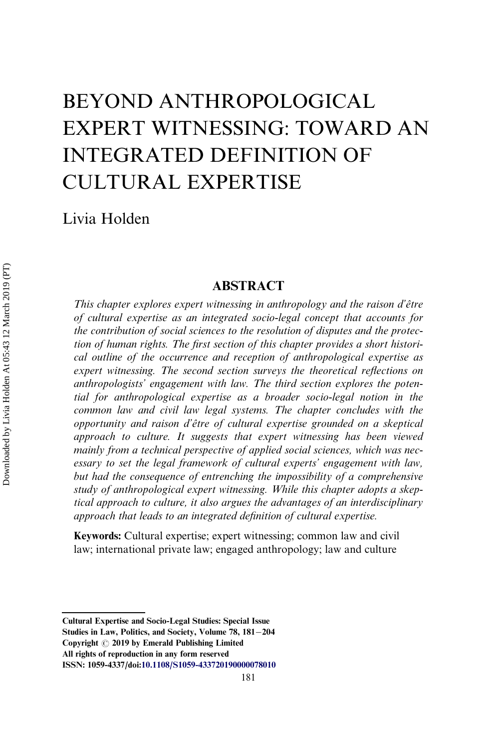# BEYOND ANTHROPOLOGICAL EXPERT WITNESSING: TOWARD AN INTEGRATED DEFINITION OF CULTURAL EXPERTISE

Livia Holden

## ABSTRACT

*This chapter explores expert witnessing in anthropology and the raison d'être of cultural expertise as an integrated socio-legal concept that accounts for the contribution of social sciences to the resolution of disputes and the protection of human rights. The first section of this chapter provides a short historical outline of the occurrence and reception of anthropological expertise as expert witnessing. The second section surveys the theoretical reflections on anthropologists' engagement with law. The third section explores the potential for anthropological expertise as a broader socio-legal notion in the common law and civil law legal systems. The chapter concludes with the opportunity and raison d'être of cultural expertise grounded on a skeptical approach to culture. It suggests that expert witnessing has been viewed mainly from a technical perspective of applied social sciences, which was necessary to set the legal framework of cultural experts' engagement with law, but had the consequence of entrenching the impossibility of a comprehensive study of anthropological expert witnessing. While this chapter adopts a skeptical approach to culture, it also argues the advantages of an interdisciplinary approach that leads to an integrated definition of cultural expertise.*

**Keywords:** Cultural expertise; expert witnessing; common law and civil law; international private law; engaged anthropology; law and culture

**Cultural Expertise and Socio-Legal Studies: Special Issue**
**Studies in Law, Politics, and Society, Volume 78, 181–204**
**Copyright © 2019 by Emerald Publishing Limited**
**All rights of reproduction in any form reserved**
**ISSN: 1059-4337/doi:10.1108/S1059-433720190000078010**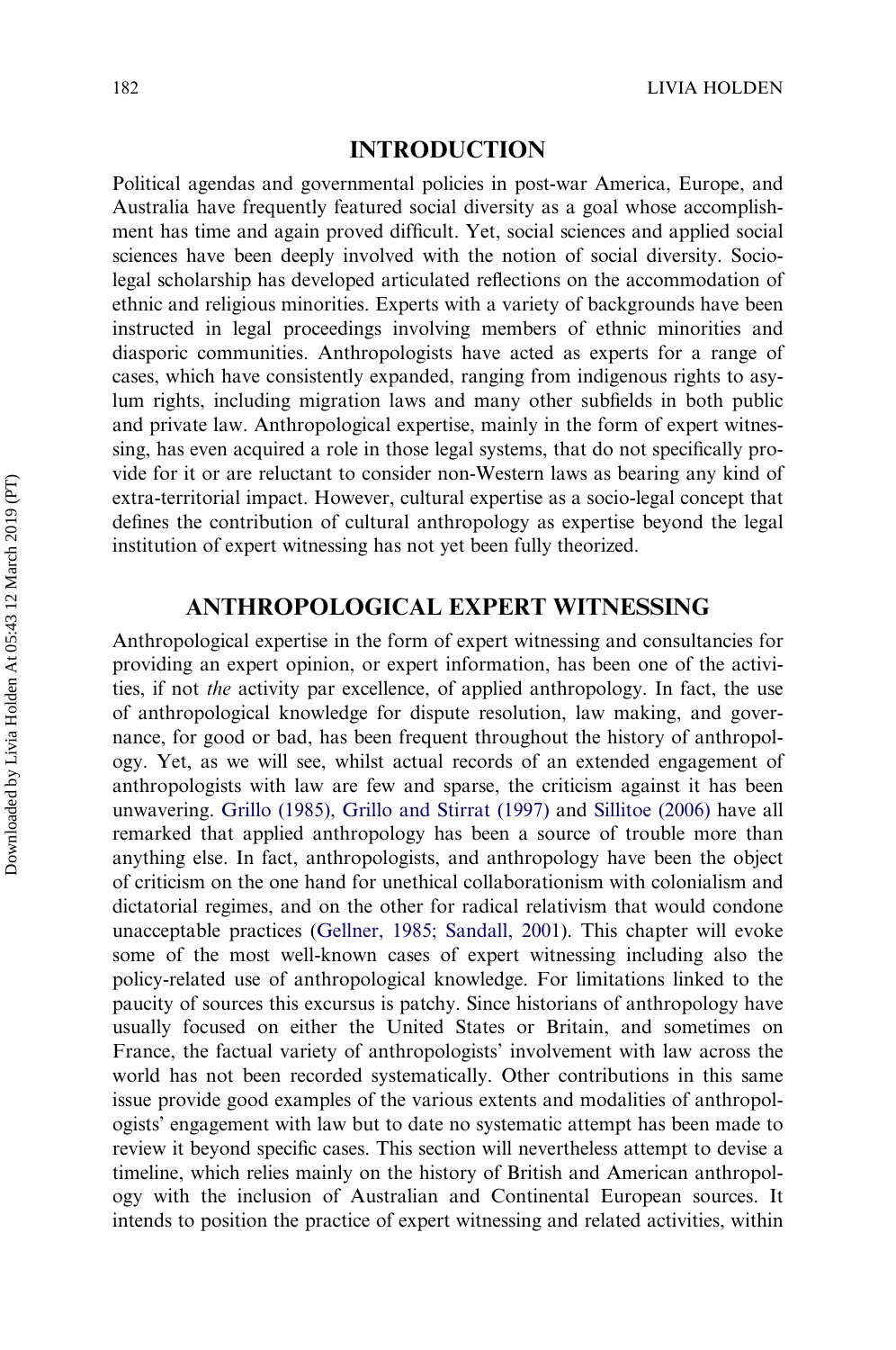## INTRODUCTION

Political agendas and governmental policies in post-war America, Europe, and Australia have frequently featured social diversity as a goal whose accomplishment has time and again proved difficult. Yet, social sciences and applied social sciences have been deeply involved with the notion of social diversity. Socio-legal scholarship has developed articulated reflections on the accommodation of ethnic and religious minorities. Experts with a variety of backgrounds have been instructed in legal proceedings involving members of ethnic minorities and diasporic communities. Anthropologists have acted as experts for a range of cases, which have consistently expanded, ranging from indigenous rights to asylum rights, including migration laws and many other subfields in both public and private law. Anthropological expertise, mainly in the form of expert witnessing, has even acquired a role in those legal systems, that do not specifically provide for it or are reluctant to consider non-Western laws as bearing any kind of extra-territorial impact. However, cultural expertise as a socio-legal concept that defines the contribution of cultural anthropology as expertise beyond the legal institution of expert witnessing has not yet been fully theorized.

## ANTHROPOLOGICAL EXPERT WITNESSING

Anthropological expertise in the form of expert witnessing and consultancies for providing an expert opinion, or expert information, has been one of the activities, if not *the* activity par excellence, of applied anthropology. In fact, the use of anthropological knowledge for dispute resolution, law making, and governance, for good or bad, has been frequent throughout the history of anthropology. Yet, as we will see, whilst actual records of an extended engagement of anthropologists with law are few and sparse, the criticism against it has been unwavering. Grillo (1985), Grillo and Stirrat (1997) and Sillitoe (2006) have all remarked that applied anthropology has been a source of trouble more than anything else. In fact, anthropologists, and anthropology have been the object of criticism on the one hand for unethical collaborationism with colonialism and dictatorial regimes, and on the other for radical relativism that would condone unacceptable practices (Gellner, 1985; Sandall, 2001). This chapter will evoke some of the most well-known cases of expert witnessing including also the policy-related use of anthropological knowledge. For limitations linked to the paucity of sources this excursus is patchy. Since historians of anthropology have usually focused on either the United States or Britain, and sometimes on France, the factual variety of anthropologists' involvement with law across the world has not been recorded systematically. Other contributions in this same issue provide good examples of the various extents and modalities of anthropologists' engagement with law but to date no systematic attempt has been made to review it beyond specific cases. This section will nevertheless attempt to devise a timeline, which relies mainly on the history of British and American anthropology with the inclusion of Australian and Continental European sources. It intends to position the practice of expert witnessing and related activities, within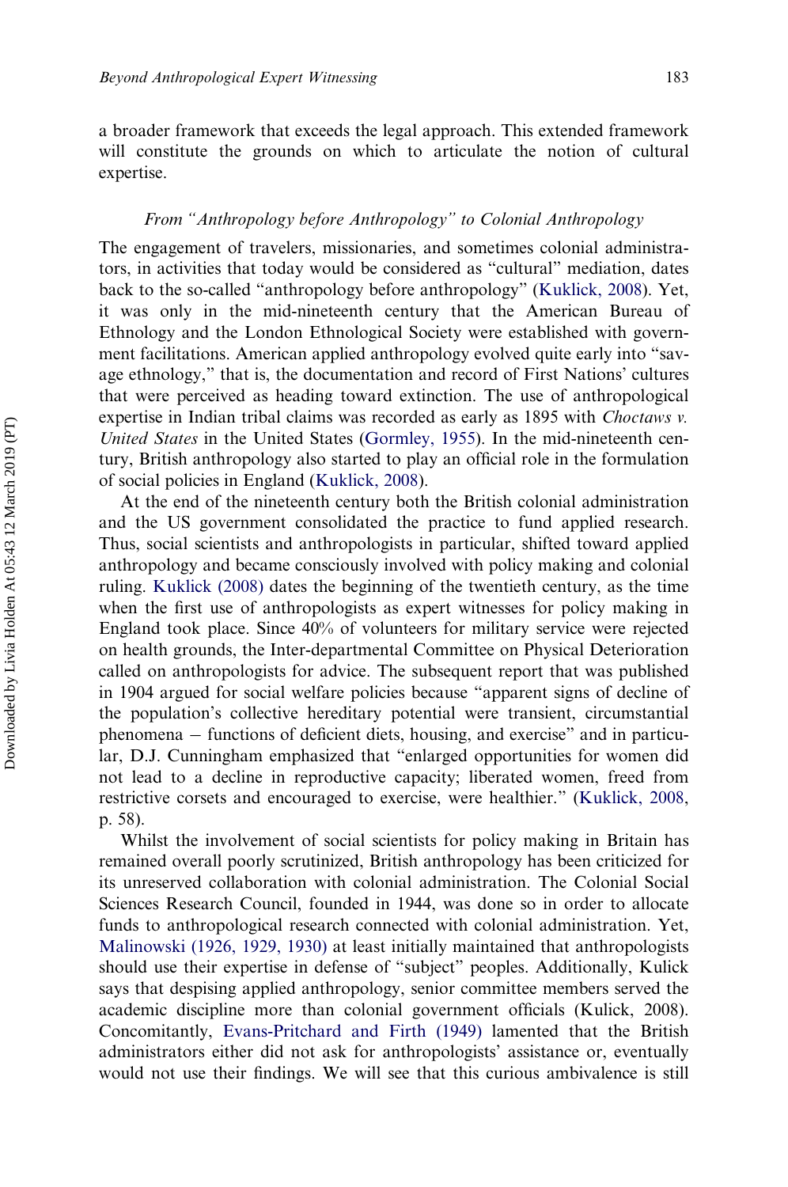a broader framework that exceeds the legal approach. This extended framework will constitute the grounds on which to articulate the notion of cultural expertise.

### *From "Anthropology before Anthropology" to Colonial Anthropology*

The engagement of travelers, missionaries, and sometimes colonial administrators, in activities that today would be considered as "cultural" mediation, dates back to the so-called "anthropology before anthropology" (Kuklick, 2008). Yet, it was only in the mid-nineteenth century that the American Bureau of Ethnology and the London Ethnological Society were established with government facilitations. American applied anthropology evolved quite early into "savage ethnology," that is, the documentation and record of First Nations' cultures that were perceived as heading toward extinction. The use of anthropological expertise in Indian tribal claims was recorded as early as 1895 with *Choctaws v. United States* in the United States (Gormley, 1955). In the mid-nineteenth century, British anthropology also started to play an official role in the formulation of social policies in England (Kuklick, 2008).

At the end of the nineteenth century both the British colonial administration and the US government consolidated the practice to fund applied research. Thus, social scientists and anthropologists in particular, shifted toward applied anthropology and became consciously involved with policy making and colonial ruling. Kuklick (2008) dates the beginning of the twentieth century, as the time when the first use of anthropologists as expert witnesses for policy making in England took place. Since 40% of volunteers for military service were rejected on health grounds, the Inter-departmental Committee on Physical Deterioration called on anthropologists for advice. The subsequent report that was published in 1904 argued for social welfare policies because "apparent signs of decline of the population's collective hereditary potential were transient, circumstantial phenomena – functions of deficient diets, housing, and exercise" and in particular, D.J. Cunningham emphasized that "enlarged opportunities for women did not lead to a decline in reproductive capacity; liberated women, freed from restrictive corsets and encouraged to exercise, were healthier." (Kuklick, 2008, p. 58).

Whilst the involvement of social scientists for policy making in Britain has remained overall poorly scrutinized, British anthropology has been criticized for its unreserved collaboration with colonial administration. The Colonial Social Sciences Research Council, founded in 1944, was done so in order to allocate funds to anthropological research connected with colonial administration. Yet, Malinowski (1926, 1929, 1930) at least initially maintained that anthropologists should use their expertise in defense of "subject" peoples. Additionally, Kulick says that despising applied anthropology, senior committee members served the academic discipline more than colonial government officials (Kulick, 2008). Concomitantly, Evans-Pritchard and Firth (1949) lamented that the British administrators either did not ask for anthropologists' assistance or, eventually would not use their findings. We will see that this curious ambivalence is still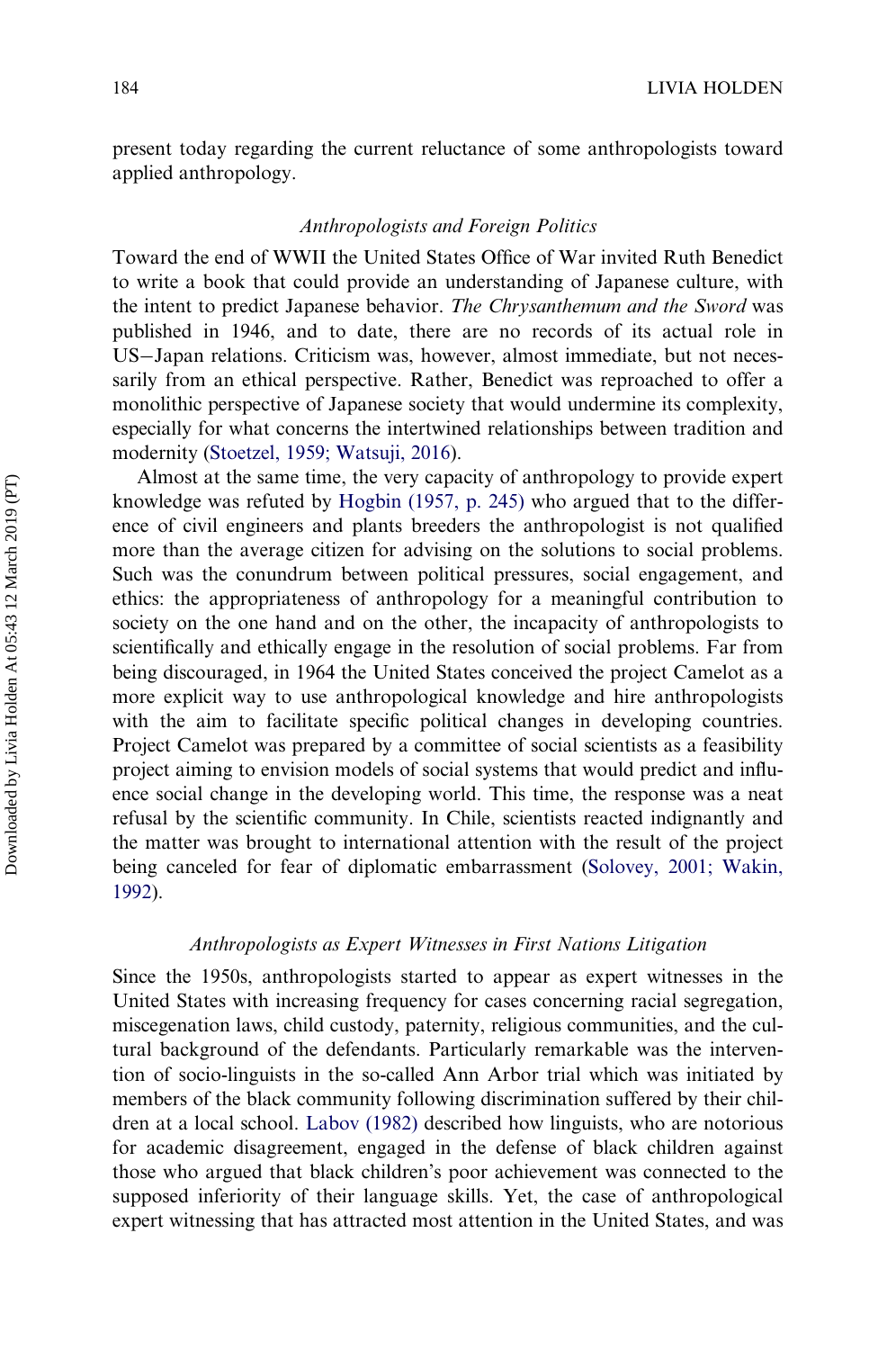present today regarding the current reluctance of some anthropologists toward applied anthropology.

### *Anthropologists and Foreign Politics*

Toward the end of WWII the United States Office of War invited Ruth Benedict to write a book that could provide an understanding of Japanese culture, with the intent to predict Japanese behavior. *The Chrysanthemum and the Sword* was published in 1946, and to date, there are no records of its actual role in US−Japan relations. Criticism was, however, almost immediate, but not necessarily from an ethical perspective. Rather, Benedict was reproached to offer a monolithic perspective of Japanese society that would undermine its complexity, especially for what concerns the intertwined relationships between tradition and modernity (Stoetzel, 1959; Watsuji, 2016).

Almost at the same time, the very capacity of anthropology to provide expert knowledge was refuted by Hogbin (1957, p. 245) who argued that to the difference of civil engineers and plants breeders the anthropologist is not qualified more than the average citizen for advising on the solutions to social problems. Such was the conundrum between political pressures, social engagement, and ethics: the appropriateness of anthropology for a meaningful contribution to society on the one hand and on the other, the incapacity of anthropologists to scientifically and ethically engage in the resolution of social problems. Far from being discouraged, in 1964 the United States conceived the project Camelot as a more explicit way to use anthropological knowledge and hire anthropologists with the aim to facilitate specific political changes in developing countries. Project Camelot was prepared by a committee of social scientists as a feasibility project aiming to envision models of social systems that would predict and influence social change in the developing world. This time, the response was a neat refusal by the scientific community. In Chile, scientists reacted indignantly and the matter was brought to international attention with the result of the project being canceled for fear of diplomatic embarrassment (Solovey, 2001; Wakin, 1992).

### *Anthropologists as Expert Witnesses in First Nations Litigation*

Since the 1950s, anthropologists started to appear as expert witnesses in the United States with increasing frequency for cases concerning racial segregation, miscegenation laws, child custody, paternity, religious communities, and the cultural background of the defendants. Particularly remarkable was the intervention of socio-linguists in the so-called Ann Arbor trial which was initiated by members of the black community following discrimination suffered by their children at a local school. Labov (1982) described how linguists, who are notorious for academic disagreement, engaged in the defense of black children against those who argued that black children's poor achievement was connected to the supposed inferiority of their language skills. Yet, the case of anthropological expert witnessing that has attracted most attention in the United States, and was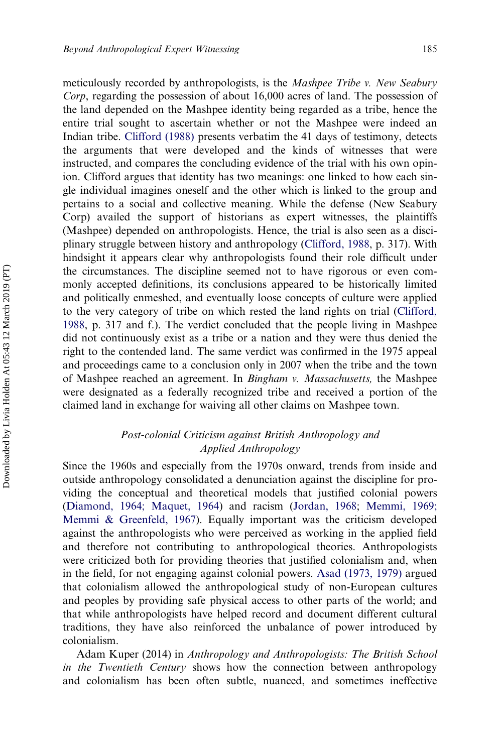meticulously recorded by anthropologists, is the *Mashpee Tribe v. New Seabury Corp*, regarding the possession of about 16,000 acres of land. The possession of the land depended on the Mashpee identity being regarded as a tribe, hence the entire trial sought to ascertain whether or not the Mashpee were indeed an Indian tribe. Clifford (1988) presents verbatim the 41 days of testimony, detects the arguments that were developed and the kinds of witnesses that were instructed, and compares the concluding evidence of the trial with his own opinion. Clifford argues that identity has two meanings: one linked to how each single individual imagines oneself and the other which is linked to the group and pertains to a social and collective meaning. While the defense (New Seabury Corp) availed the support of historians as expert witnesses, the plaintiffs (Mashpee) depended on anthropologists. Hence, the trial is also seen as a disciplinary struggle between history and anthropology (Clifford, 1988, p. 317). With hindsight it appears clear why anthropologists found their role difficult under the circumstances. The discipline seemed not to have rigorous or even commonly accepted definitions, its conclusions appeared to be historically limited and politically enmeshed, and eventually loose concepts of culture were applied to the very category of tribe on which rested the land rights on trial (Clifford, 1988, p. 317 and f.). The verdict concluded that the people living in Mashpee did not continuously exist as a tribe or a nation and they were thus denied the right to the contended land. The same verdict was confirmed in the 1975 appeal and proceedings came to a conclusion only in 2007 when the tribe and the town of Mashpee reached an agreement. In *Bingham v. Massachusetts,* the Mashpee were designated as a federally recognized tribe and received a portion of the claimed land in exchange for waiving all other claims on Mashpee town.

### *Post-colonial Criticism against British Anthropology and Applied Anthropology*

Since the 1960s and especially from the 1970s onward, trends from inside and outside anthropology consolidated a denunciation against the discipline for providing the conceptual and theoretical models that justified colonial powers (Diamond, 1964; Maquet, 1964) and racism (Jordan, 1968; Memmi, 1969; Memmi & Greenfeld, 1967). Equally important was the criticism developed against the anthropologists who were perceived as working in the applied field and therefore not contributing to anthropological theories. Anthropologists were criticized both for providing theories that justified colonialism and, when in the field, for not engaging against colonial powers. Asad (1973, 1979) argued that colonialism allowed the anthropological study of non-European cultures and peoples by providing safe physical access to other parts of the world; and that while anthropologists have helped record and document different cultural traditions, they have also reinforced the unbalance of power introduced by colonialism.

Adam Kuper (2014) in *Anthropology and Anthropologists: The British School in the Twentieth Century* shows how the connection between anthropology and colonialism has been often subtle, nuanced, and sometimes ineffective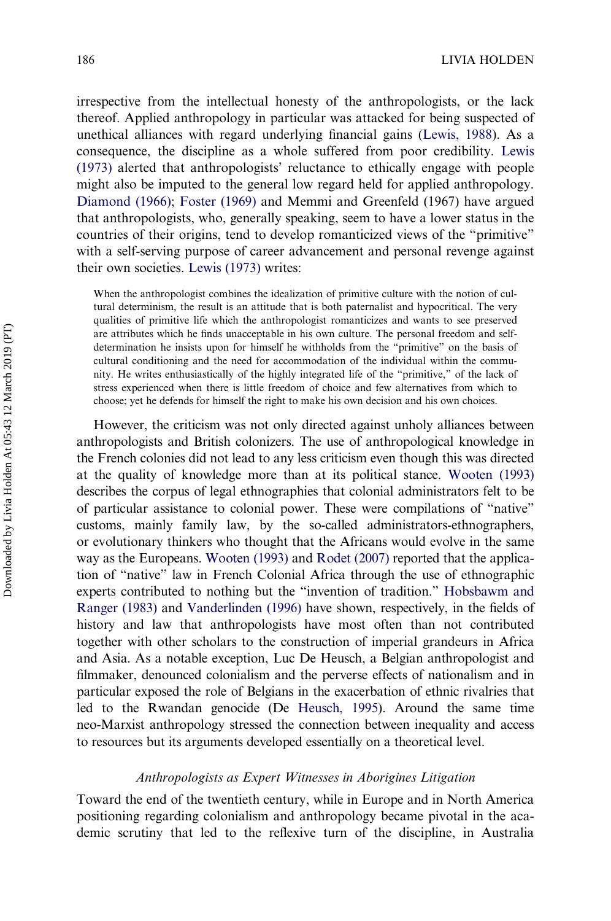irrespective from the intellectual honesty of the anthropologists, or the lack thereof. Applied anthropology in particular was attacked for being suspected of unethical alliances with regard underlying financial gains (Lewis, 1988). As a consequence, the discipline as a whole suffered from poor credibility. Lewis (1973) alerted that anthropologists' reluctance to ethically engage with people might also be imputed to the general low regard held for applied anthropology. Diamond (1966); Foster (1969) and Memmi and Greenfeld (1967) have argued that anthropologists, who, generally speaking, seem to have a lower status in the countries of their origins, tend to develop romanticized views of the "primitive" with a self-serving purpose of career advancement and personal revenge against their own societies. Lewis (1973) writes:

> When the anthropologist combines the idealization of primitive culture with the notion of cultural determinism, the result is an attitude that is both paternalist and hypocritical. The very qualities of primitive life which the anthropologist romanticizes and wants to see preserved are attributes which he finds unacceptable in his own culture. The personal freedom and self-determination he insists upon for himself he withholds from the "primitive" on the basis of cultural conditioning and the need for accommodation of the individual within the community. He writes enthusiastically of the highly integrated life of the "primitive," of the lack of stress experienced when there is little freedom of choice and few alternatives from which to choose; yet he defends for himself the right to make his own decision and his own choices.

However, the criticism was not only directed against unholy alliances between anthropologists and British colonizers. The use of anthropological knowledge in the French colonies did not lead to any less criticism even though this was directed at the quality of knowledge more than at its political stance. Wooten (1993) describes the corpus of legal ethnographies that colonial administrators felt to be of particular assistance to colonial power. These were compilations of "native" customs, mainly family law, by the so-called administrators-ethnographers, or evolutionary thinkers who thought that the Africans would evolve in the same way as the Europeans. Wooten (1993) and Rodet (2007) reported that the application of "native" law in French Colonial Africa through the use of ethnographic experts contributed to nothing but the "invention of tradition." Hobsbawm and Ranger (1983) and Vanderlinden (1996) have shown, respectively, in the fields of history and law that anthropologists have most often than not contributed together with other scholars to the construction of imperial grandeurs in Africa and Asia. As a notable exception, Luc De Heusch, a Belgian anthropologist and filmmaker, denounced colonialism and the perverse effects of nationalism and in particular exposed the role of Belgians in the exacerbation of ethnic rivalries that led to the Rwandan genocide (De Heusch, 1995). Around the same time neo-Marxist anthropology stressed the connection between inequality and access to resources but its arguments developed essentially on a theoretical level.

### *Anthropologists as Expert Witnesses in Aborigines Litigation*

Toward the end of the twentieth century, while in Europe and in North America positioning regarding colonialism and anthropology became pivotal in the academic scrutiny that led to the reflexive turn of the discipline, in Australia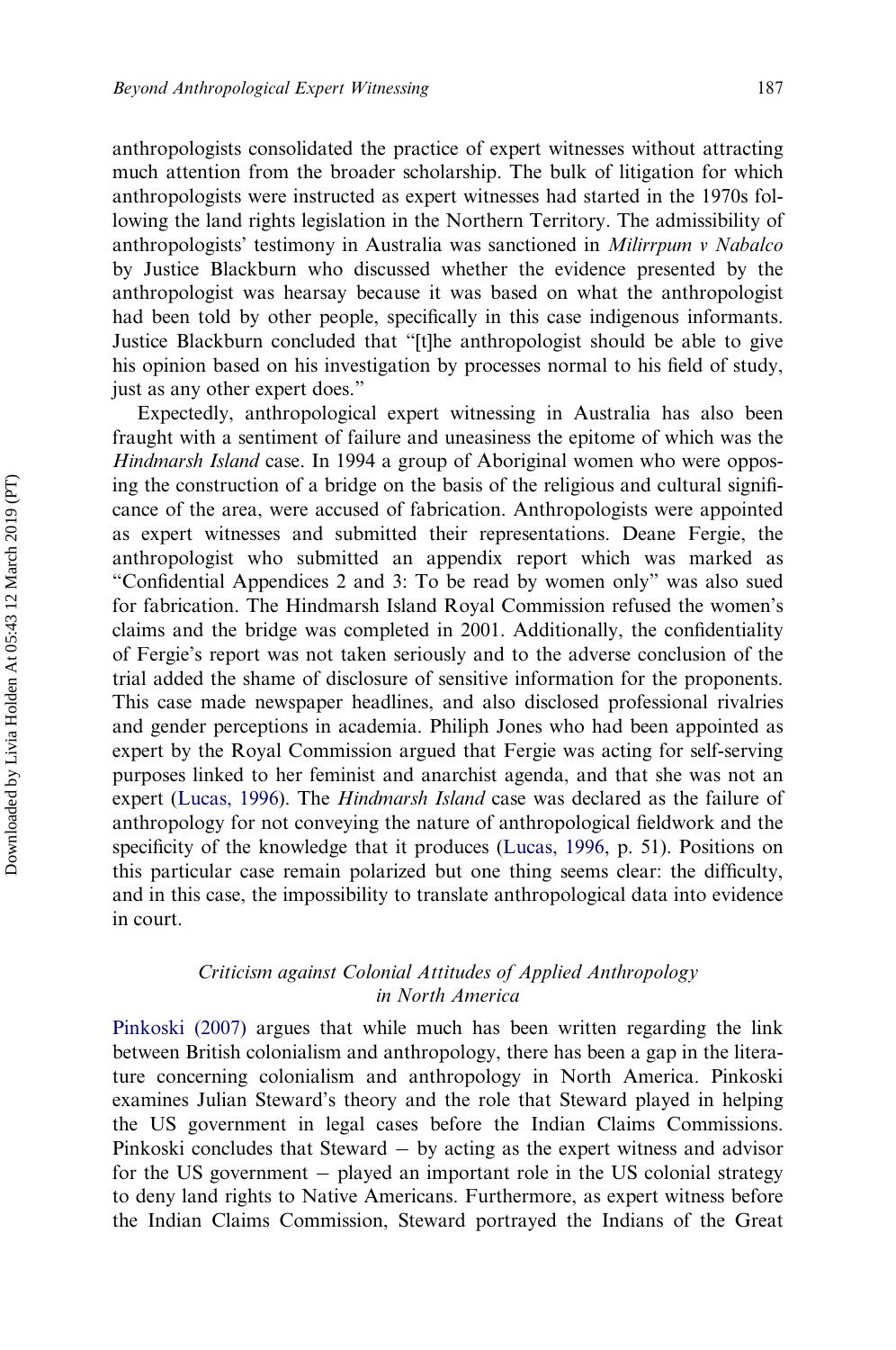anthropologists consolidated the practice of expert witnesses without attracting much attention from the broader scholarship. The bulk of litigation for which anthropologists were instructed as expert witnesses had started in the 1970s following the land rights legislation in the Northern Territory. The admissibility of anthropologists' testimony in Australia was sanctioned in *Milirrpum v Nabalco* by Justice Blackburn who discussed whether the evidence presented by the anthropologist was hearsay because it was based on what the anthropologist had been told by other people, specifically in this case indigenous informants. Justice Blackburn concluded that "[t]he anthropologist should be able to give his opinion based on his investigation by processes normal to his field of study, just as any other expert does."

Expectedly, anthropological expert witnessing in Australia has also been fraught with a sentiment of failure and uneasiness the epitome of which was the *Hindmarsh Island* case. In 1994 a group of Aboriginal women who were opposing the construction of a bridge on the basis of the religious and cultural significance of the area, were accused of fabrication. Anthropologists were appointed as expert witnesses and submitted their representations. Deane Fergie, the anthropologist who submitted an appendix report which was marked as "Confidential Appendices 2 and 3: To be read by women only" was also sued for fabrication. The Hindmarsh Island Royal Commission refused the women's claims and the bridge was completed in 2001. Additionally, the confidentiality of Fergie's report was not taken seriously and to the adverse conclusion of the trial added the shame of disclosure of sensitive information for the proponents. This case made newspaper headlines, and also disclosed professional rivalries and gender perceptions in academia. Philiph Jones who had been appointed as expert by the Royal Commission argued that Fergie was acting for self-serving purposes linked to her feminist and anarchist agenda, and that she was not an expert (Lucas, 1996). The *Hindmarsh Island* case was declared as the failure of anthropology for not conveying the nature of anthropological fieldwork and the specificity of the knowledge that it produces (Lucas, 1996, p. 51). Positions on this particular case remain polarized but one thing seems clear: the difficulty, and in this case, the impossibility to translate anthropological data into evidence in court.

### *Criticism against Colonial Attitudes of Applied Anthropology in North America*

Pinkoski (2007) argues that while much has been written regarding the link between British colonialism and anthropology, there has been a gap in the literature concerning colonialism and anthropology in North America. Pinkoski examines Julian Steward's theory and the role that Steward played in helping the US government in legal cases before the Indian Claims Commissions. Pinkoski concludes that Steward – by acting as the expert witness and advisor for the US government – played an important role in the US colonial strategy to deny land rights to Native Americans. Furthermore, as expert witness before the Indian Claims Commission, Steward portrayed the Indians of the Great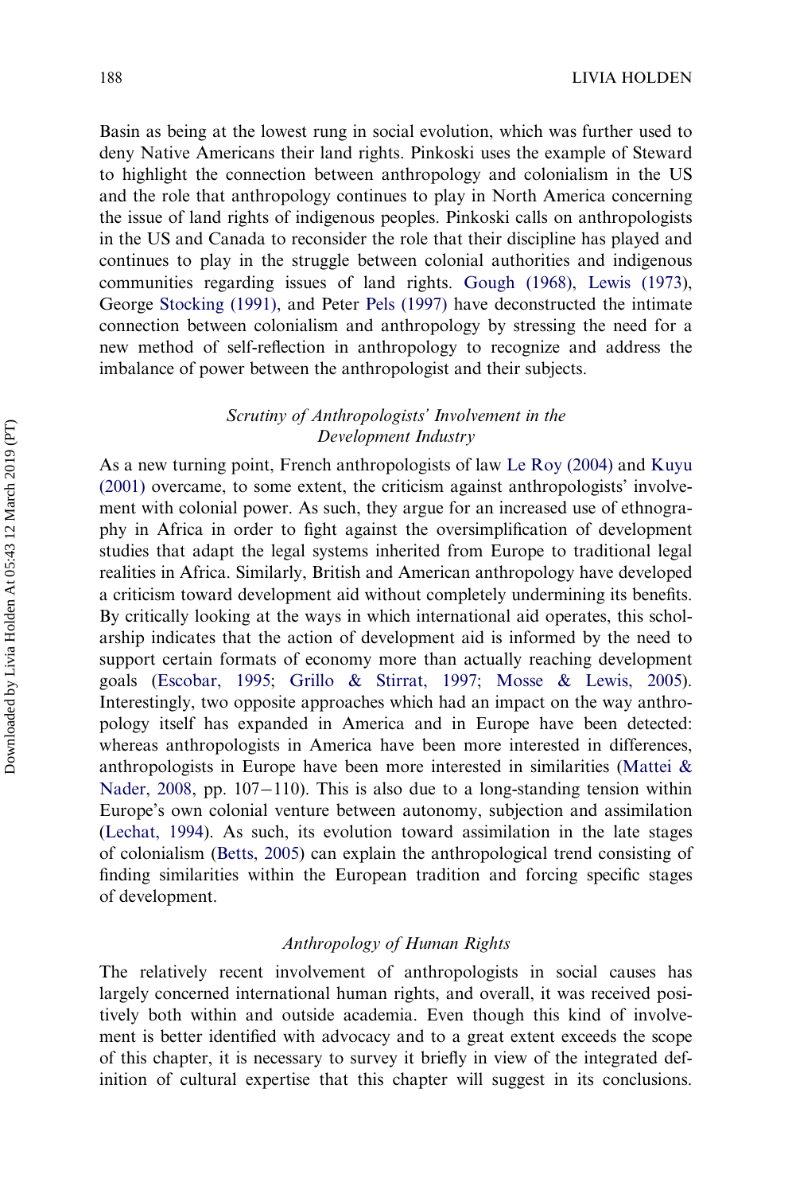Basin as being at the lowest rung in social evolution, which was further used to deny Native Americans their land rights. Pinkoski uses the example of Steward to highlight the connection between anthropology and colonialism in the US and the role that anthropology continues to play in North America concerning the issue of land rights of indigenous peoples. Pinkoski calls on anthropologists in the US and Canada to reconsider the role that their discipline has played and continues to play in the struggle between colonial authorities and indigenous communities regarding issues of land rights. Gough (1968), Lewis (1973), George Stocking (1991), and Peter Pels (1997) have deconstructed the intimate connection between colonialism and anthropology by stressing the need for a new method of self-reflection in anthropology to recognize and address the imbalance of power between the anthropologist and their subjects.

### *Scrutiny of Anthropologists' Involvement in the Development Industry*

As a new turning point, French anthropologists of law Le Roy (2004) and Kuyu (2001) overcame, to some extent, the criticism against anthropologists' involvement with colonial power. As such, they argue for an increased use of ethnography in Africa in order to fight against the oversimplification of development studies that adapt the legal systems inherited from Europe to traditional legal realities in Africa. Similarly, British and American anthropology have developed a criticism toward development aid without completely undermining its benefits. By critically looking at the ways in which international aid operates, this scholarship indicates that the action of development aid is informed by the need to support certain formats of economy more than actually reaching development goals (Escobar, 1995; Grillo & Stirrat, 1997; Mosse & Lewis, 2005). Interestingly, two opposite approaches which had an impact on the way anthropology itself has expanded in America and in Europe have been detected: whereas anthropologists in America have been more interested in differences, anthropologists in Europe have been more interested in similarities (Mattei & Nader, 2008, pp. 107−110). This is also due to a long-standing tension within Europe's own colonial venture between autonomy, subjection and assimilation (Lechat, 1994). As such, its evolution toward assimilation in the late stages of colonialism (Betts, 2005) can explain the anthropological trend consisting of finding similarities within the European tradition and forcing specific stages of development.

### *Anthropology of Human Rights*

The relatively recent involvement of anthropologists in social causes has largely concerned international human rights, and overall, it was received positively both within and outside academia. Even though this kind of involvement is better identified with advocacy and to a great extent exceeds the scope of this chapter, it is necessary to survey it briefly in view of the integrated definition of cultural expertise that this chapter will suggest in its conclusions.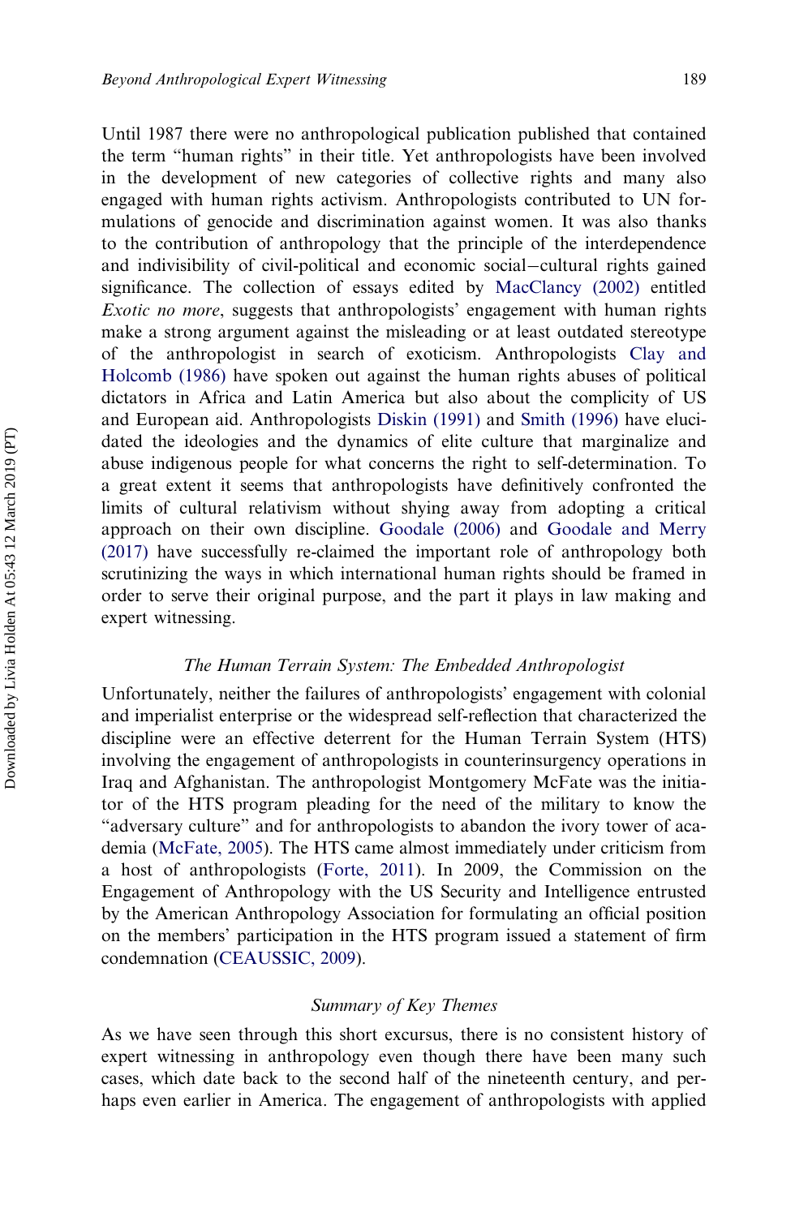Until 1987 there were no anthropological publication published that contained the term "human rights" in their title. Yet anthropologists have been involved in the development of new categories of collective rights and many also engaged with human rights activism. Anthropologists contributed to UN formulations of genocide and discrimination against women. It was also thanks to the contribution of anthropology that the principle of the interdependence and indivisibility of civil-political and economic social–cultural rights gained significance. The collection of essays edited by MacClancy (2002) entitled *Exotic no more*, suggests that anthropologists' engagement with human rights make a strong argument against the misleading or at least outdated stereotype of the anthropologist in search of exoticism. Anthropologists Clay and Holcomb (1986) have spoken out against the human rights abuses of political dictators in Africa and Latin America but also about the complicity of US and European aid. Anthropologists Diskin (1991) and Smith (1996) have elucidated the ideologies and the dynamics of elite culture that marginalize and abuse indigenous people for what concerns the right to self-determination. To a great extent it seems that anthropologists have definitively confronted the limits of cultural relativism without shying away from adopting a critical approach on their own discipline. Goodale (2006) and Goodale and Merry (2017) have successfully re-claimed the important role of anthropology both scrutinizing the ways in which international human rights should be framed in order to serve their original purpose, and the part it plays in law making and expert witnessing.

### *The Human Terrain System: The Embedded Anthropologist*

Unfortunately, neither the failures of anthropologists' engagement with colonial and imperialist enterprise or the widespread self-reflection that characterized the discipline were an effective deterrent for the Human Terrain System (HTS) involving the engagement of anthropologists in counterinsurgency operations in Iraq and Afghanistan. The anthropologist Montgomery McFate was the initiator of the HTS program pleading for the need of the military to know the "adversary culture" and for anthropologists to abandon the ivory tower of academia (McFate, 2005). The HTS came almost immediately under criticism from a host of anthropologists (Forte, 2011). In 2009, the Commission on the Engagement of Anthropology with the US Security and Intelligence entrusted by the American Anthropology Association for formulating an official position on the members' participation in the HTS program issued a statement of firm condemnation (CEAUSSIC, 2009).

### *Summary of Key Themes*

As we have seen through this short excursus, there is no consistent history of expert witnessing in anthropology even though there have been many such cases, which date back to the second half of the nineteenth century, and perhaps even earlier in America. The engagement of anthropologists with applied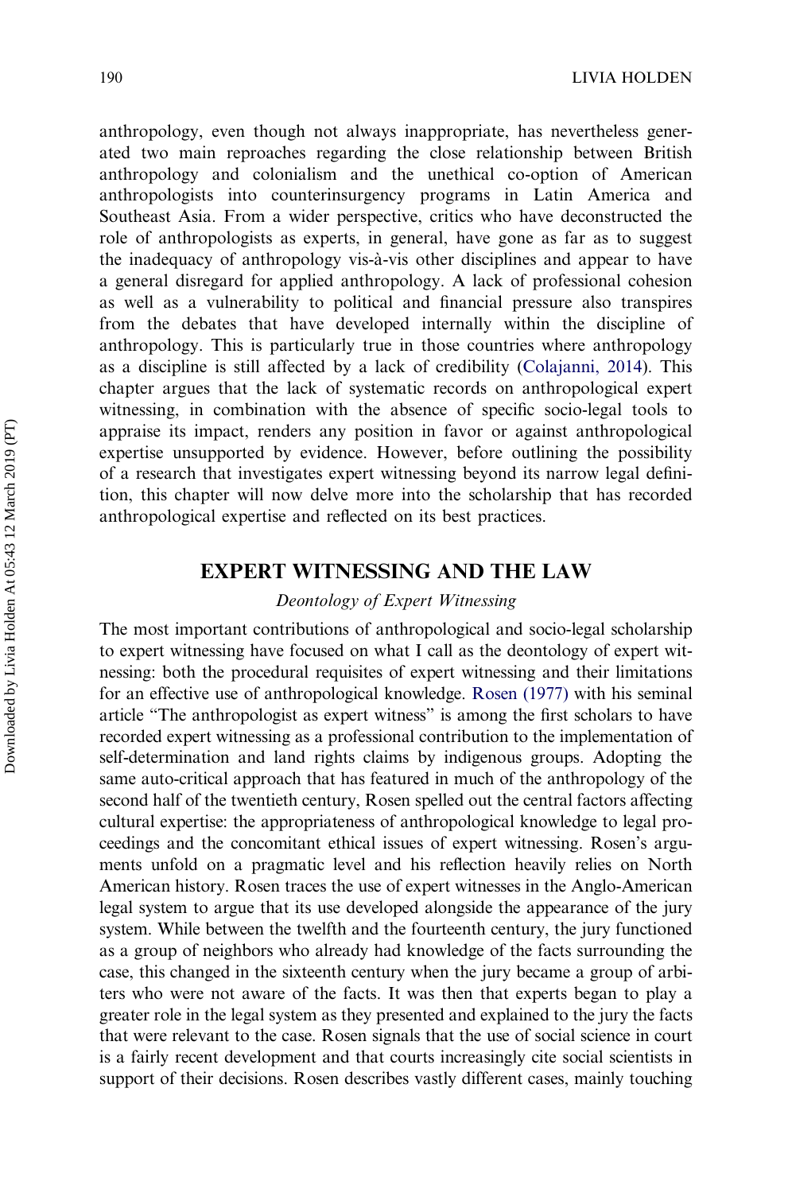anthropology, even though not always inappropriate, has nevertheless generated two main reproaches regarding the close relationship between British anthropology and colonialism and the unethical co-option of American anthropologists into counterinsurgency programs in Latin America and Southeast Asia. From a wider perspective, critics who have deconstructed the role of anthropologists as experts, in general, have gone as far as to suggest the inadequacy of anthropology vis-à-vis other disciplines and appear to have a general disregard for applied anthropology. A lack of professional cohesion as well as a vulnerability to political and financial pressure also transpires from the debates that have developed internally within the discipline of anthropology. This is particularly true in those countries where anthropology as a discipline is still affected by a lack of credibility (Colajanni, 2014). This chapter argues that the lack of systematic records on anthropological expert witnessing, in combination with the absence of specific socio-legal tools to appraise its impact, renders any position in favor or against anthropological expertise unsupported by evidence. However, before outlining the possibility of a research that investigates expert witnessing beyond its narrow legal definition, this chapter will now delve more into the scholarship that has recorded anthropological expertise and reflected on its best practices.

## EXPERT WITNESSING AND THE LAW

### *Deontology of Expert Witnessing*

The most important contributions of anthropological and socio-legal scholarship to expert witnessing have focused on what I call as the deontology of expert witnessing: both the procedural requisites of expert witnessing and their limitations for an effective use of anthropological knowledge. Rosen (1977) with his seminal article "The anthropologist as expert witness" is among the first scholars to have recorded expert witnessing as a professional contribution to the implementation of self-determination and land rights claims by indigenous groups. Adopting the same auto-critical approach that has featured in much of the anthropology of the second half of the twentieth century, Rosen spelled out the central factors affecting cultural expertise: the appropriateness of anthropological knowledge to legal proceedings and the concomitant ethical issues of expert witnessing. Rosen's arguments unfold on a pragmatic level and his reflection heavily relies on North American history. Rosen traces the use of expert witnesses in the Anglo-American legal system to argue that its use developed alongside the appearance of the jury system. While between the twelfth and the fourteenth century, the jury functioned as a group of neighbors who already had knowledge of the facts surrounding the case, this changed in the sixteenth century when the jury became a group of arbiters who were not aware of the facts. It was then that experts began to play a greater role in the legal system as they presented and explained to the jury the facts that were relevant to the case. Rosen signals that the use of social science in court is a fairly recent development and that courts increasingly cite social scientists in support of their decisions. Rosen describes vastly different cases, mainly touching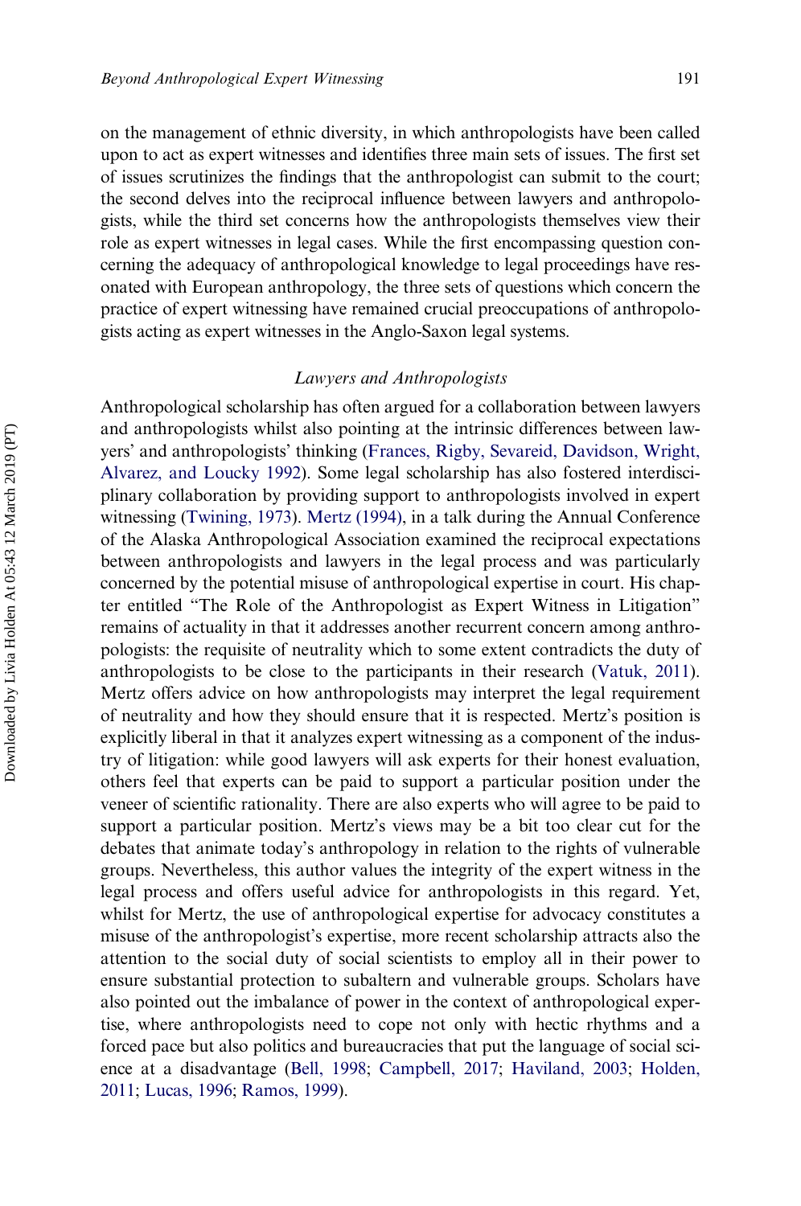on the management of ethnic diversity, in which anthropologists have been called upon to act as expert witnesses and identifies three main sets of issues. The first set of issues scrutinizes the findings that the anthropologist can submit to the court; the second delves into the reciprocal influence between lawyers and anthropologists, while the third set concerns how the anthropologists themselves view their role as expert witnesses in legal cases. While the first encompassing question concerning the adequacy of anthropological knowledge to legal proceedings have resonated with European anthropology, the three sets of questions which concern the practice of expert witnessing have remained crucial preoccupations of anthropologists acting as expert witnesses in the Anglo-Saxon legal systems.

### *Lawyers and Anthropologists*

Anthropological scholarship has often argued for a collaboration between lawyers and anthropologists whilst also pointing at the intrinsic differences between lawyers' and anthropologists' thinking (Frances, Rigby, Sevareid, Davidson, Wright, Alvarez, and Loucky 1992). Some legal scholarship has also fostered interdisciplinary collaboration by providing support to anthropologists involved in expert witnessing (Twining, 1973). Mertz (1994), in a talk during the Annual Conference of the Alaska Anthropological Association examined the reciprocal expectations between anthropologists and lawyers in the legal process and was particularly concerned by the potential misuse of anthropological expertise in court. His chapter entitled "The Role of the Anthropologist as Expert Witness in Litigation" remains of actuality in that it addresses another recurrent concern among anthropologists: the requisite of neutrality which to some extent contradicts the duty of anthropologists to be close to the participants in their research (Vatuk, 2011). Mertz offers advice on how anthropologists may interpret the legal requirement of neutrality and how they should ensure that it is respected. Mertz's position is explicitly liberal in that it analyzes expert witnessing as a component of the industry of litigation: while good lawyers will ask experts for their honest evaluation, others feel that experts can be paid to support a particular position under the veneer of scientific rationality. There are also experts who will agree to be paid to support a particular position. Mertz's views may be a bit too clear cut for the debates that animate today's anthropology in relation to the rights of vulnerable groups. Nevertheless, this author values the integrity of the expert witness in the legal process and offers useful advice for anthropologists in this regard. Yet, whilst for Mertz, the use of anthropological expertise for advocacy constitutes a misuse of the anthropologist's expertise, more recent scholarship attracts also the attention to the social duty of social scientists to employ all in their power to ensure substantial protection to subaltern and vulnerable groups. Scholars have also pointed out the imbalance of power in the context of anthropological expertise, where anthropologists need to cope not only with hectic rhythms and a forced pace but also politics and bureaucracies that put the language of social science at a disadvantage (Bell, 1998; Campbell, 2017; Haviland, 2003; Holden, 2011; Lucas, 1996; Ramos, 1999).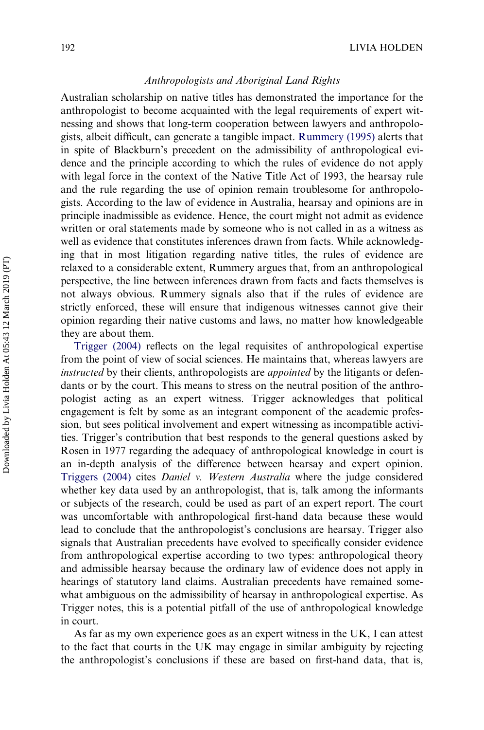### *Anthropologists and Aboriginal Land Rights*

Australian scholarship on native titles has demonstrated the importance for the anthropologist to become acquainted with the legal requirements of expert witnessing and shows that long-term cooperation between lawyers and anthropologists, albeit difficult, can generate a tangible impact. Rummery (1995) alerts that in spite of Blackburn's precedent on the admissibility of anthropological evidence and the principle according to which the rules of evidence do not apply with legal force in the context of the Native Title Act of 1993, the hearsay rule and the rule regarding the use of opinion remain troublesome for anthropologists. According to the law of evidence in Australia, hearsay and opinions are in principle inadmissible as evidence. Hence, the court might not admit as evidence written or oral statements made by someone who is not called in as a witness as well as evidence that constitutes inferences drawn from facts. While acknowledging that in most litigation regarding native titles, the rules of evidence are relaxed to a considerable extent, Rummery argues that, from an anthropological perspective, the line between inferences drawn from facts and facts themselves is not always obvious. Rummery signals also that if the rules of evidence are strictly enforced, these will ensure that indigenous witnesses cannot give their opinion regarding their native customs and laws, no matter how knowledgeable they are about them.

Trigger (2004) reflects on the legal requisites of anthropological expertise from the point of view of social sciences. He maintains that, whereas lawyers are *instructed* by their clients, anthropologists are *appointed* by the litigants or defendants or by the court. This means to stress on the neutral position of the anthropologist acting as an expert witness. Trigger acknowledges that political engagement is felt by some as an integrant component of the academic profession, but sees political involvement and expert witnessing as incompatible activities. Trigger's contribution that best responds to the general questions asked by Rosen in 1977 regarding the adequacy of anthropological knowledge in court is an in-depth analysis of the difference between hearsay and expert opinion. Triggers (2004) cites *Daniel v. Western Australia* where the judge considered whether key data used by an anthropologist, that is, talk among the informants or subjects of the research, could be used as part of an expert report. The court was uncomfortable with anthropological first-hand data because these would lead to conclude that the anthropologist's conclusions are hearsay. Trigger also signals that Australian precedents have evolved to specifically consider evidence from anthropological expertise according to two types: anthropological theory and admissible hearsay because the ordinary law of evidence does not apply in hearings of statutory land claims. Australian precedents have remained somewhat ambiguous on the admissibility of hearsay in anthropological expertise. As Trigger notes, this is a potential pitfall of the use of anthropological knowledge in court.

As far as my own experience goes as an expert witness in the UK, I can attest to the fact that courts in the UK may engage in similar ambiguity by rejecting the anthropologist's conclusions if these are based on first-hand data, that is,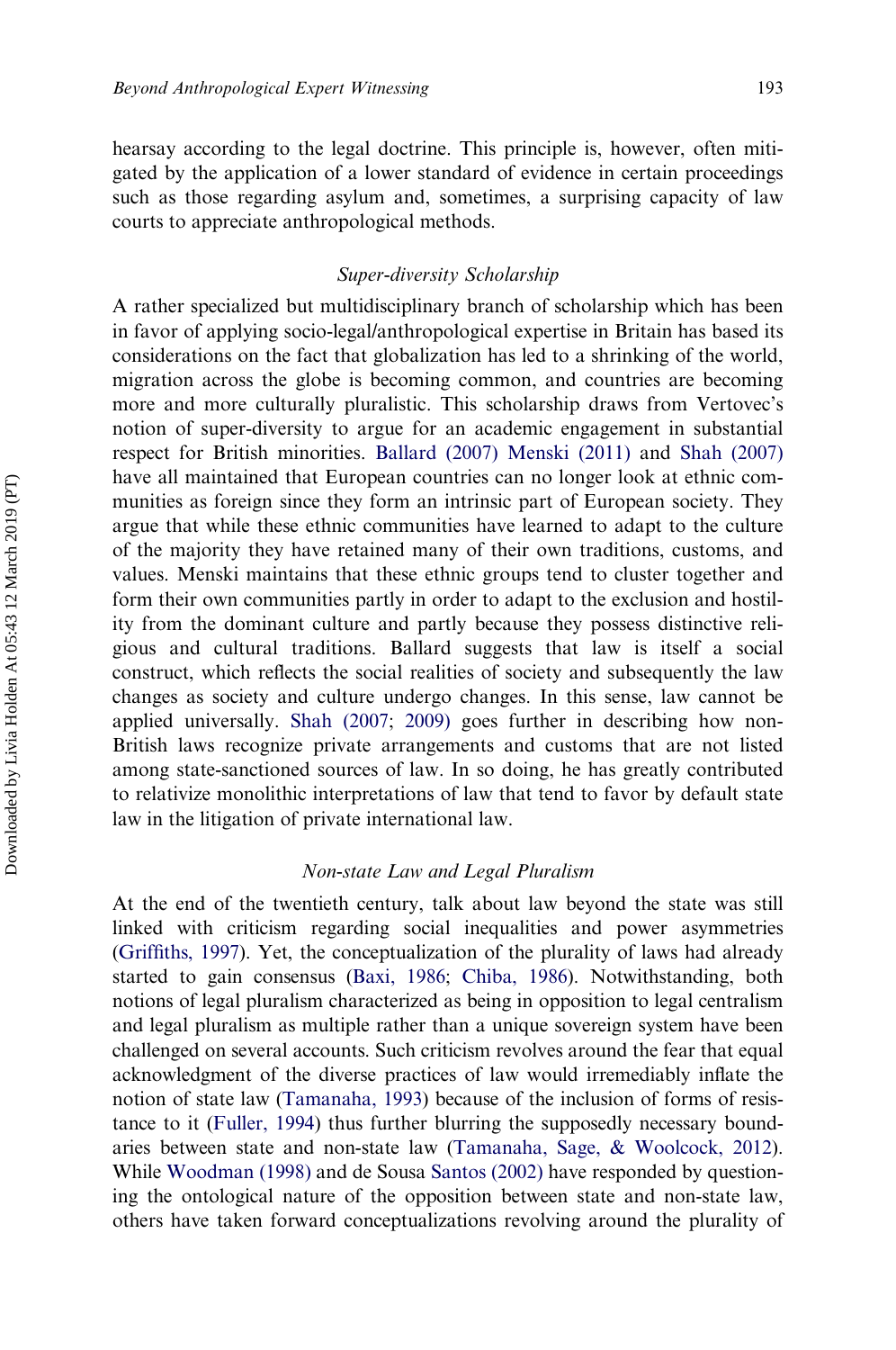hearsay according to the legal doctrine. This principle is, however, often mitigated by the application of a lower standard of evidence in certain proceedings such as those regarding asylum and, sometimes, a surprising capacity of law courts to appreciate anthropological methods.

### *Super-diversity Scholarship*

A rather specialized but multidisciplinary branch of scholarship which has been in favor of applying socio-legal/anthropological expertise in Britain has based its considerations on the fact that globalization has led to a shrinking of the world, migration across the globe is becoming common, and countries are becoming more and more culturally pluralistic. This scholarship draws from Vertovec's notion of super-diversity to argue for an academic engagement in substantial respect for British minorities. Ballard (2007) Menski (2011) and Shah (2007) have all maintained that European countries can no longer look at ethnic communities as foreign since they form an intrinsic part of European society. They argue that while these ethnic communities have learned to adapt to the culture of the majority they have retained many of their own traditions, customs, and values. Menski maintains that these ethnic groups tend to cluster together and form their own communities partly in order to adapt to the exclusion and hostility from the dominant culture and partly because they possess distinctive religious and cultural traditions. Ballard suggests that law is itself a social construct, which reflects the social realities of society and subsequently the law changes as society and culture undergo changes. In this sense, law cannot be applied universally. Shah (2007; 2009) goes further in describing how non-British laws recognize private arrangements and customs that are not listed among state-sanctioned sources of law. In so doing, he has greatly contributed to relativize monolithic interpretations of law that tend to favor by default state law in the litigation of private international law.

### *Non-state Law and Legal Pluralism*

At the end of the twentieth century, talk about law beyond the state was still linked with criticism regarding social inequalities and power asymmetries (Griffiths, 1997). Yet, the conceptualization of the plurality of laws had already started to gain consensus (Baxi, 1986; Chiba, 1986). Notwithstanding, both notions of legal pluralism characterized as being in opposition to legal centralism and legal pluralism as multiple rather than a unique sovereign system have been challenged on several accounts. Such criticism revolves around the fear that equal acknowledgment of the diverse practices of law would irremediably inflate the notion of state law (Tamanaha, 1993) because of the inclusion of forms of resistance to it (Fuller, 1994) thus further blurring the supposedly necessary boundaries between state and non-state law (Tamanaha, Sage, & Woolcock, 2012). While Woodman (1998) and de Sousa Santos (2002) have responded by questioning the ontological nature of the opposition between state and non-state law, others have taken forward conceptualizations revolving around the plurality of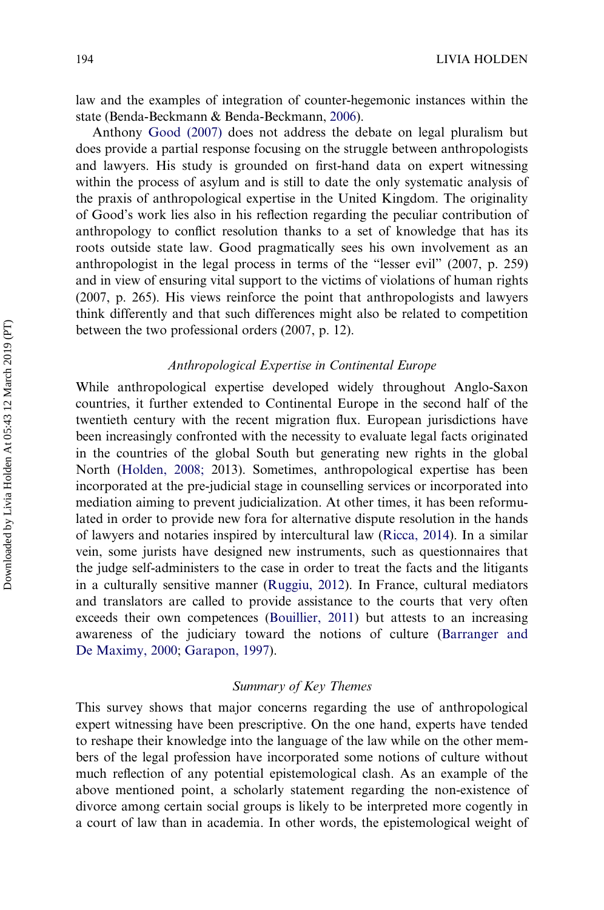law and the examples of integration of counter-hegemonic instances within the state (Benda-Beckmann & Benda-Beckmann, 2006).

Anthony Good (2007) does not address the debate on legal pluralism but does provide a partial response focusing on the struggle between anthropologists and lawyers. His study is grounded on first-hand data on expert witnessing within the process of asylum and is still to date the only systematic analysis of the praxis of anthropological expertise in the United Kingdom. The originality of Good's work lies also in his reflection regarding the peculiar contribution of anthropology to conflict resolution thanks to a set of knowledge that has its roots outside state law. Good pragmatically sees his own involvement as an anthropologist in the legal process in terms of the "lesser evil" (2007, p. 259) and in view of ensuring vital support to the victims of violations of human rights (2007, p. 265). His views reinforce the point that anthropologists and lawyers think differently and that such differences might also be related to competition between the two professional orders (2007, p. 12).

### *Anthropological Expertise in Continental Europe*

While anthropological expertise developed widely throughout Anglo-Saxon countries, it further extended to Continental Europe in the second half of the twentieth century with the recent migration flux. European jurisdictions have been increasingly confronted with the necessity to evaluate legal facts originated in the countries of the global South but generating new rights in the global North (Holden, 2008; 2013). Sometimes, anthropological expertise has been incorporated at the pre-judicial stage in counselling services or incorporated into mediation aiming to prevent judicialization. At other times, it has been reformulated in order to provide new fora for alternative dispute resolution in the hands of lawyers and notaries inspired by intercultural law (Ricca, 2014). In a similar vein, some jurists have designed new instruments, such as questionnaires that the judge self-administers to the case in order to treat the facts and the litigants in a culturally sensitive manner (Ruggiu, 2012). In France, cultural mediators and translators are called to provide assistance to the courts that very often exceeds their own competences (Bouillier, 2011) but attests to an increasing awareness of the judiciary toward the notions of culture (Barranger and De Maximy, 2000; Garapon, 1997).

### *Summary of Key Themes*

This survey shows that major concerns regarding the use of anthropological expert witnessing have been prescriptive. On the one hand, experts have tended to reshape their knowledge into the language of the law while on the other members of the legal profession have incorporated some notions of culture without much reflection of any potential epistemological clash. As an example of the above mentioned point, a scholarly statement regarding the non-existence of divorce among certain social groups is likely to be interpreted more cogently in a court of law than in academia. In other words, the epistemological weight of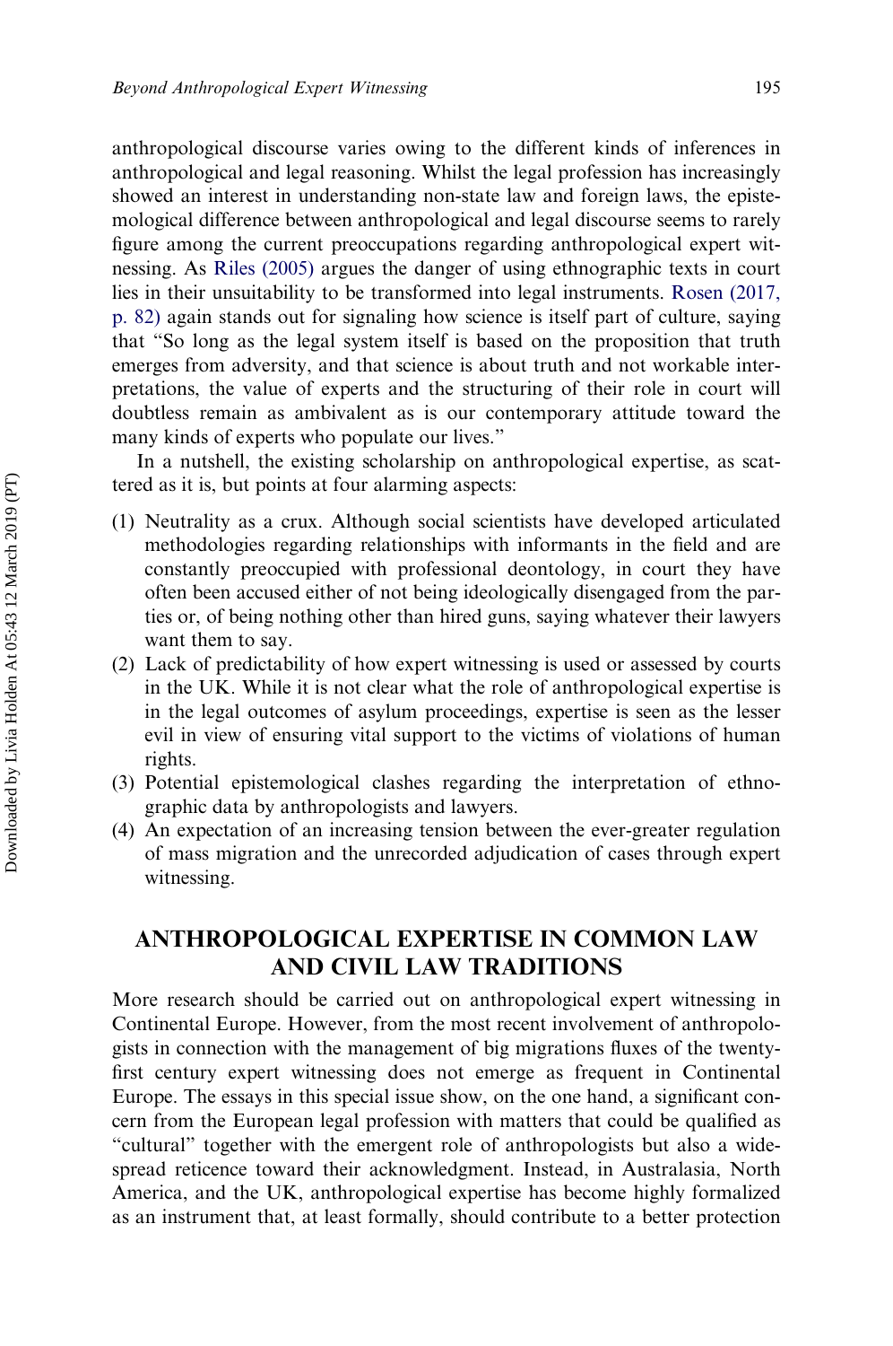anthropological discourse varies owing to the different kinds of inferences in anthropological and legal reasoning. Whilst the legal profession has increasingly showed an interest in understanding non-state law and foreign laws, the epistemological difference between anthropological and legal discourse seems to rarely figure among the current preoccupations regarding anthropological expert witnessing. As Riles (2005) argues the danger of using ethnographic texts in court lies in their unsuitability to be transformed into legal instruments. Rosen (2017, p. 82) again stands out for signaling how science is itself part of culture, saying that "So long as the legal system itself is based on the proposition that truth emerges from adversity, and that science is about truth and not workable interpretations, the value of experts and the structuring of their role in court will doubtless remain as ambivalent as is our contemporary attitude toward the many kinds of experts who populate our lives."

In a nutshell, the existing scholarship on anthropological expertise, as scattered as it is, but points at four alarming aspects:

(1) Neutrality as a crux. Although social scientists have developed articulated methodologies regarding relationships with informants in the field and are constantly preoccupied with professional deontology, in court they have often been accused either of not being ideologically disengaged from the parties or, of being nothing other than hired guns, saying whatever their lawyers want them to say.
(2) Lack of predictability of how expert witnessing is used or assessed by courts in the UK. While it is not clear what the role of anthropological expertise is in the legal outcomes of asylum proceedings, expertise is seen as the lesser evil in view of ensuring vital support to the victims of violations of human rights.
(3) Potential epistemological clashes regarding the interpretation of ethnographic data by anthropologists and lawyers.
(4) An expectation of an increasing tension between the ever-greater regulation of mass migration and the unrecorded adjudication of cases through expert witnessing.

## ANTHROPOLOGICAL EXPERTISE IN COMMON LAW AND CIVIL LAW TRADITIONS

More research should be carried out on anthropological expert witnessing in Continental Europe. However, from the most recent involvement of anthropologists in connection with the management of big migrations fluxes of the twenty-first century expert witnessing does not emerge as frequent in Continental Europe. The essays in this special issue show, on the one hand, a significant concern from the European legal profession with matters that could be qualified as "cultural" together with the emergent role of anthropologists but also a widespread reticence toward their acknowledgment. Instead, in Australasia, North America, and the UK, anthropological expertise has become highly formalized as an instrument that, at least formally, should contribute to a better protection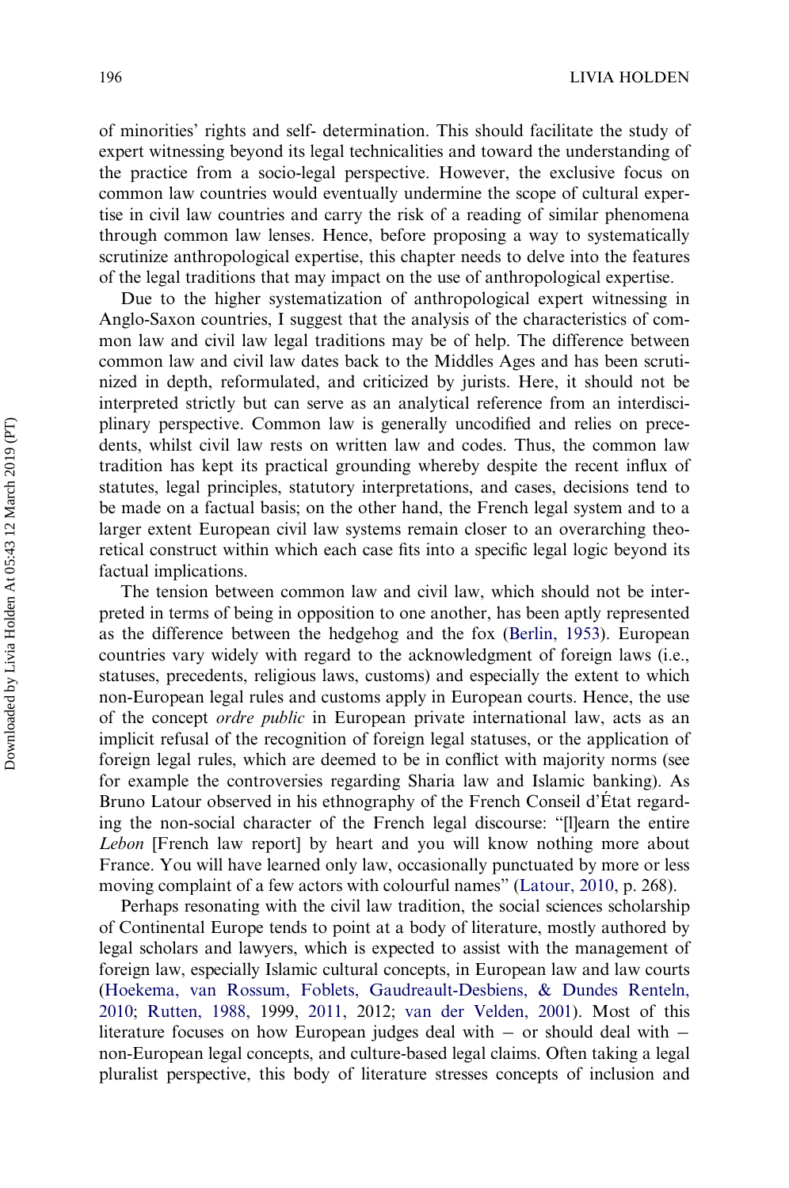of minorities' rights and self- determination. This should facilitate the study of expert witnessing beyond its legal technicalities and toward the understanding of the practice from a socio-legal perspective. However, the exclusive focus on common law countries would eventually undermine the scope of cultural expertise in civil law countries and carry the risk of a reading of similar phenomena through common law lenses. Hence, before proposing a way to systematically scrutinize anthropological expertise, this chapter needs to delve into the features of the legal traditions that may impact on the use of anthropological expertise.

Due to the higher systematization of anthropological expert witnessing in Anglo-Saxon countries, I suggest that the analysis of the characteristics of common law and civil law legal traditions may be of help. The difference between common law and civil law dates back to the Middles Ages and has been scrutinized in depth, reformulated, and criticized by jurists. Here, it should not be interpreted strictly but can serve as an analytical reference from an interdisciplinary perspective. Common law is generally uncodified and relies on precedents, whilst civil law rests on written law and codes. Thus, the common law tradition has kept its practical grounding whereby despite the recent influx of statutes, legal principles, statutory interpretations, and cases, decisions tend to be made on a factual basis; on the other hand, the French legal system and to a larger extent European civil law systems remain closer to an overarching theoretical construct within which each case fits into a specific legal logic beyond its factual implications.

The tension between common law and civil law, which should not be interpreted in terms of being in opposition to one another, has been aptly represented as the difference between the hedgehog and the fox (Berlin, 1953). European countries vary widely with regard to the acknowledgment of foreign laws (i.e., statuses, precedents, religious laws, customs) and especially the extent to which non-European legal rules and customs apply in European courts. Hence, the use of the concept *ordre public* in European private international law, acts as an implicit refusal of the recognition of foreign legal statuses, or the application of foreign legal rules, which are deemed to be in conflict with majority norms (see for example the controversies regarding Sharia law and Islamic banking). As Bruno Latour observed in his ethnography of the French Conseil d'État regarding the non-social character of the French legal discourse: "[l]earn the entire *Lebon* [French law report] by heart and you will know nothing more about France. You will have learned only law, occasionally punctuated by more or less moving complaint of a few actors with colourful names" (Latour, 2010, p. 268).

Perhaps resonating with the civil law tradition, the social sciences scholarship of Continental Europe tends to point at a body of literature, mostly authored by legal scholars and lawyers, which is expected to assist with the management of foreign law, especially Islamic cultural concepts, in European law and law courts (Hoekema, van Rossum, Foblets, Gaudreault-Desbiens, & Dundes Renteln, 2010; Rutten, 1988, 1999, 2011, 2012; van der Velden, 2001). Most of this literature focuses on how European judges deal with – or should deal with – non-European legal concepts, and culture-based legal claims. Often taking a legal pluralist perspective, this body of literature stresses concepts of inclusion and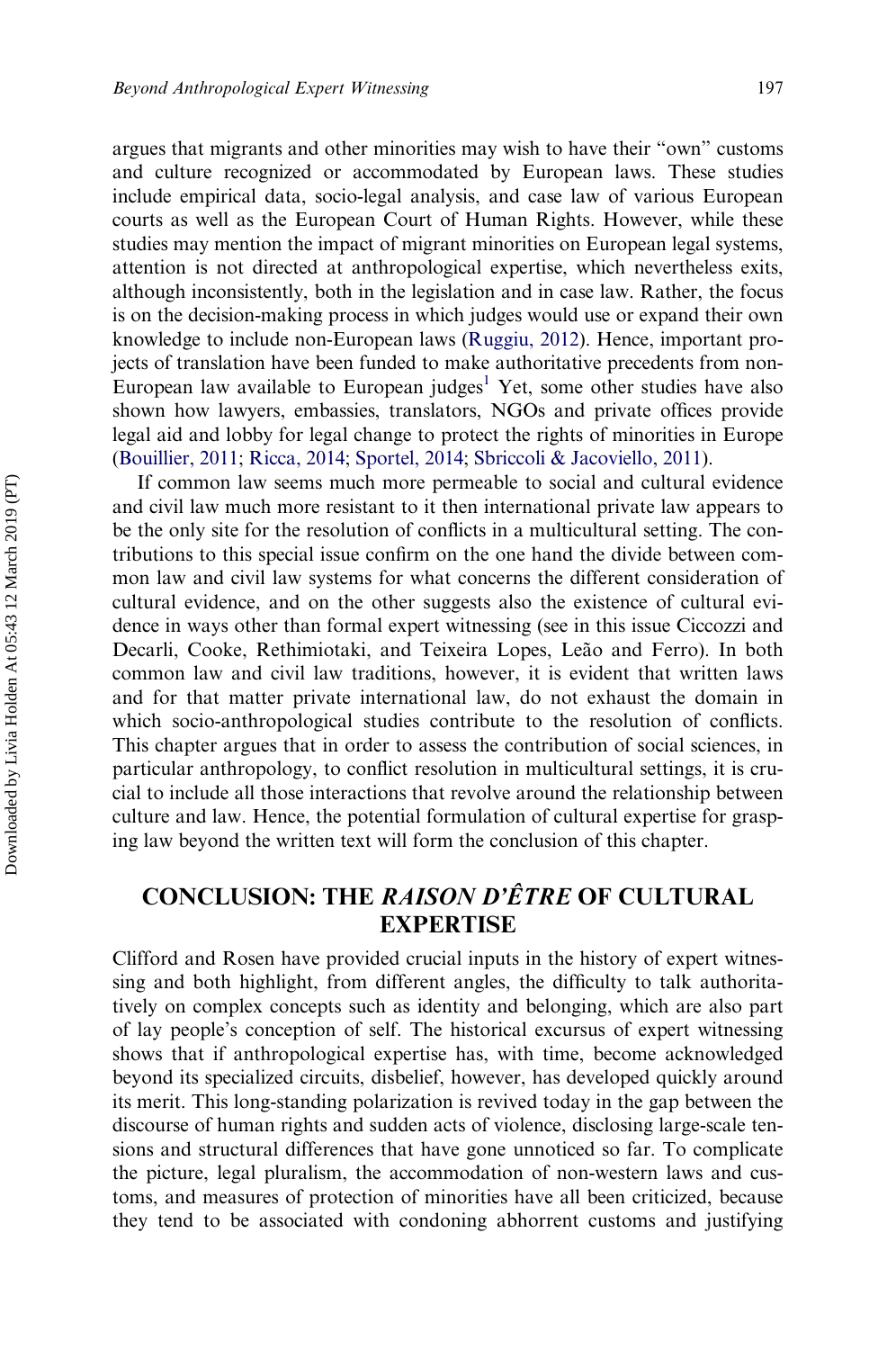argues that migrants and other minorities may wish to have their "own" customs and culture recognized or accommodated by European laws. These studies include empirical data, socio-legal analysis, and case law of various European courts as well as the European Court of Human Rights. However, while these studies may mention the impact of migrant minorities on European legal systems, attention is not directed at anthropological expertise, which nevertheless exits, although inconsistently, both in the legislation and in case law. Rather, the focus is on the decision-making process in which judges would use or expand their own knowledge to include non-European laws (Ruggiu, 2012). Hence, important projects of translation have been funded to make authoritative precedents from non-European law available to European judges[1] Yet, some other studies have also shown how lawyers, embassies, translators, NGOs and private offices provide legal aid and lobby for legal change to protect the rights of minorities in Europe (Bouillier, 2011; Ricca, 2014; Sportel, 2014; Sbriccoli & Jacoviello, 2011).

If common law seems much more permeable to social and cultural evidence and civil law much more resistant to it then international private law appears to be the only site for the resolution of conflicts in a multicultural setting. The contributions to this special issue confirm on the one hand the divide between common law and civil law systems for what concerns the different consideration of cultural evidence, and on the other suggests also the existence of cultural evidence in ways other than formal expert witnessing (see in this issue Ciccozzi and Decarli, Cooke, Rethimiotaki, and Teixeira Lopes, Leão and Ferro). In both common law and civil law traditions, however, it is evident that written laws and for that matter private international law, do not exhaust the domain in which socio-anthropological studies contribute to the resolution of conflicts. This chapter argues that in order to assess the contribution of social sciences, in particular anthropology, to conflict resolution in multicultural settings, it is crucial to include all those interactions that revolve around the relationship between culture and law. Hence, the potential formulation of cultural expertise for grasping law beyond the written text will form the conclusion of this chapter.

## CONCLUSION: THE *RAISON D'ÊTRE* OF CULTURAL EXPERTISE

Clifford and Rosen have provided crucial inputs in the history of expert witnessing and both highlight, from different angles, the difficulty to talk authoritatively on complex concepts such as identity and belonging, which are also part of lay people's conception of self. The historical excursus of expert witnessing shows that if anthropological expertise has, with time, become acknowledged beyond its specialized circuits, disbelief, however, has developed quickly around its merit. This long-standing polarization is revived today in the gap between the discourse of human rights and sudden acts of violence, disclosing large-scale tensions and structural differences that have gone unnoticed so far. To complicate the picture, legal pluralism, the accommodation of non-western laws and customs, and measures of protection of minorities have all been criticized, because they tend to be associated with condoning abhorrent customs and justifying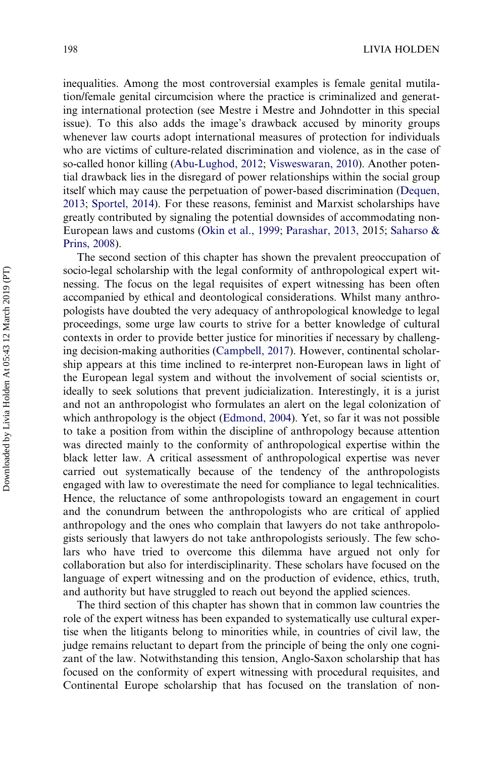inequalities. Among the most controversial examples is female genital mutilation/female genital circumcision where the practice is criminalized and generating international protection (see Mestre i Mestre and Johndotter in this special issue). To this also adds the image's drawback accused by minority groups whenever law courts adopt international measures of protection for individuals who are victims of culture-related discrimination and violence, as in the case of so-called honor killing (Abu-Lughod, 2012; Visweswaran, 2010). Another potential drawback lies in the disregard of power relationships within the social group itself which may cause the perpetuation of power-based discrimination (Dequen, 2013; Sportel, 2014). For these reasons, feminist and Marxist scholarships have greatly contributed by signaling the potential downsides of accommodating non-European laws and customs (Okin et al., 1999; Parashar, 2013, 2015; Saharso & Prins, 2008).

The second section of this chapter has shown the prevalent preoccupation of socio-legal scholarship with the legal conformity of anthropological expert witnessing. The focus on the legal requisites of expert witnessing has been often accompanied by ethical and deontological considerations. Whilst many anthropologists have doubted the very adequacy of anthropological knowledge to legal proceedings, some urge law courts to strive for a better knowledge of cultural contexts in order to provide better justice for minorities if necessary by challenging decision-making authorities (Campbell, 2017). However, continental scholarship appears at this time inclined to re-interpret non-European laws in light of the European legal system and without the involvement of social scientists or, ideally to seek solutions that prevent judicialization. Interestingly, it is a jurist and not an anthropologist who formulates an alert on the legal colonization of which anthropology is the object (Edmond, 2004). Yet, so far it was not possible to take a position from within the discipline of anthropology because attention was directed mainly to the conformity of anthropological expertise within the black letter law. A critical assessment of anthropological expertise was never carried out systematically because of the tendency of the anthropologists engaged with law to overestimate the need for compliance to legal technicalities. Hence, the reluctance of some anthropologists toward an engagement in court and the conundrum between the anthropologists who are critical of applied anthropology and the ones who complain that lawyers do not take anthropologists seriously that lawyers do not take anthropologists seriously. The few scholars who have tried to overcome this dilemma have argued not only for collaboration but also for interdisciplinarity. These scholars have focused on the language of expert witnessing and on the production of evidence, ethics, truth, and authority but have struggled to reach out beyond the applied sciences.

The third section of this chapter has shown that in common law countries the role of the expert witness has been expanded to systematically use cultural expertise when the litigants belong to minorities while, in countries of civil law, the judge remains reluctant to depart from the principle of being the only one cognizant of the law. Notwithstanding this tension, Anglo-Saxon scholarship that has focused on the conformity of expert witnessing with procedural requisites, and Continental Europe scholarship that has focused on the translation of non-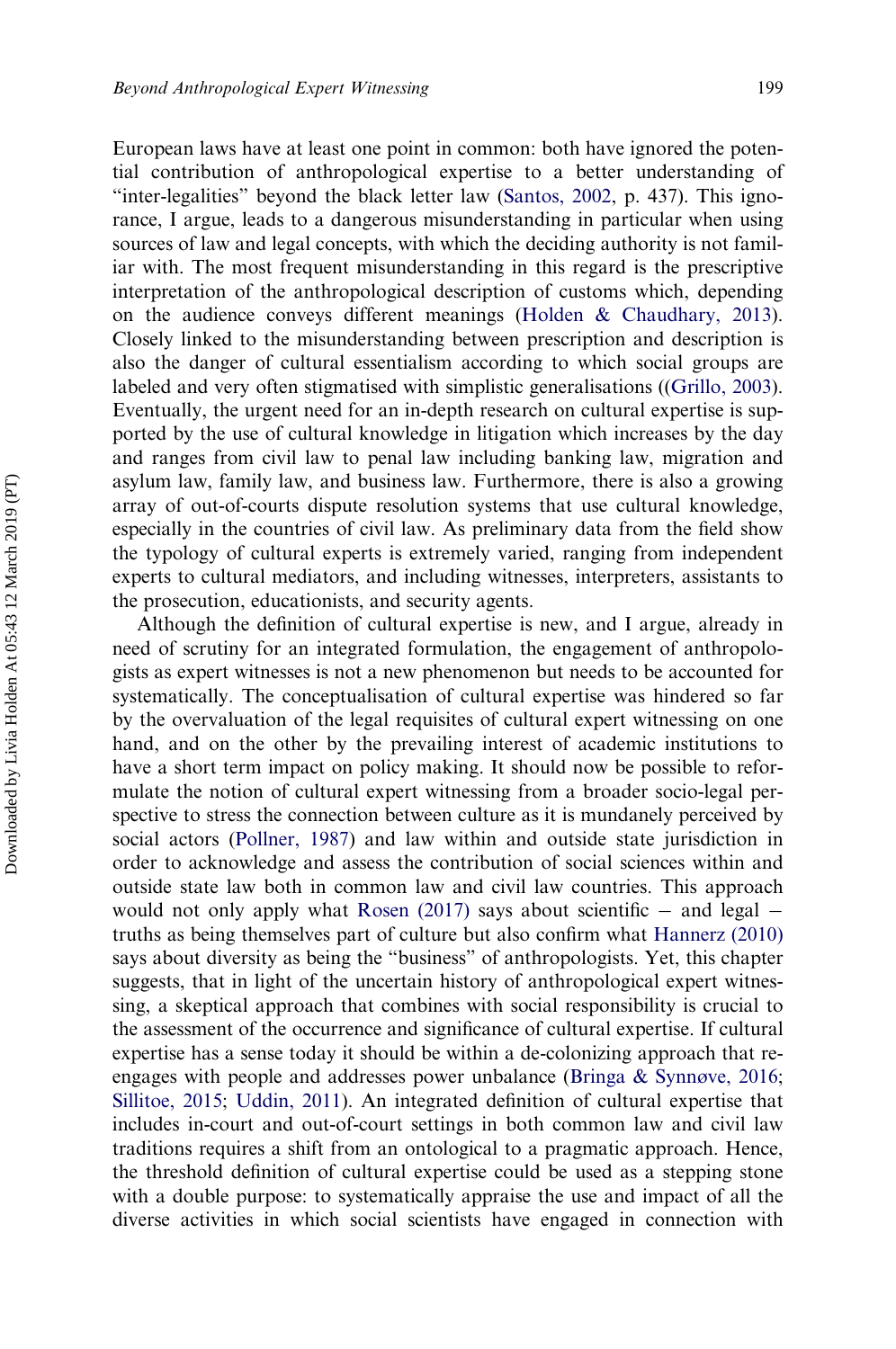European laws have at least one point in common: both have ignored the potential contribution of anthropological expertise to a better understanding of "inter-legalities" beyond the black letter law (Santos, 2002, p. 437). This ignorance, I argue, leads to a dangerous misunderstanding in particular when using sources of law and legal concepts, with which the deciding authority is not familiar with. The most frequent misunderstanding in this regard is the prescriptive interpretation of the anthropological description of customs which, depending on the audience conveys different meanings (Holden & Chaudhary, 2013). Closely linked to the misunderstanding between prescription and description is also the danger of cultural essentialism according to which social groups are labeled and very often stigmatised with simplistic generalisations ((Grillo, 2003). Eventually, the urgent need for an in-depth research on cultural expertise is supported by the use of cultural knowledge in litigation which increases by the day and ranges from civil law to penal law including banking law, migration and asylum law, family law, and business law. Furthermore, there is also a growing array of out-of-courts dispute resolution systems that use cultural knowledge, especially in the countries of civil law. As preliminary data from the field show the typology of cultural experts is extremely varied, ranging from independent experts to cultural mediators, and including witnesses, interpreters, assistants to the prosecution, educationists, and security agents.

Although the definition of cultural expertise is new, and I argue, already in need of scrutiny for an integrated formulation, the engagement of anthropologists as expert witnesses is not a new phenomenon but needs to be accounted for systematically. The conceptualisation of cultural expertise was hindered so far by the overvaluation of the legal requisites of cultural expert witnessing on one hand, and on the other by the prevailing interest of academic institutions to have a short term impact on policy making. It should now be possible to reformulate the notion of cultural expert witnessing from a broader socio-legal perspective to stress the connection between culture as it is mundanely perceived by social actors (Pollner, 1987) and law within and outside state jurisdiction in order to acknowledge and assess the contribution of social sciences within and outside state law both in common law and civil law countries. This approach would not only apply what Rosen (2017) says about scientific – and legal – truths as being themselves part of culture but also confirm what Hannerz (2010) says about diversity as being the "business" of anthropologists. Yet, this chapter suggests, that in light of the uncertain history of anthropological expert witnessing, a skeptical approach that combines with social responsibility is crucial to the assessment of the occurrence and significance of cultural expertise. If cultural expertise has a sense today it should be within a de-colonizing approach that re-engages with people and addresses power unbalance (Bringa & Synnøve, 2016; Sillitoe, 2015; Uddin, 2011). An integrated definition of cultural expertise that includes in-court and out-of-court settings in both common law and civil law traditions requires a shift from an ontological to a pragmatic approach. Hence, the threshold definition of cultural expertise could be used as a stepping stone with a double purpose: to systematically appraise the use and impact of all the diverse activities in which social scientists have engaged in connection with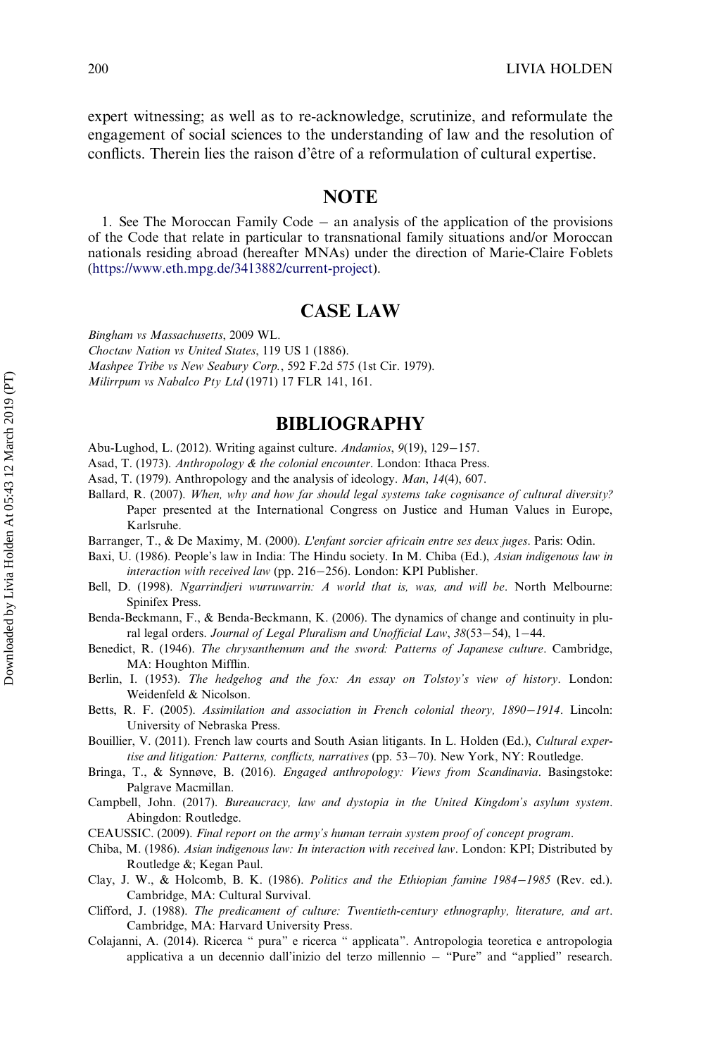expert witnessing; as well as to re-acknowledge, scrutinize, and reformulate the engagement of social sciences to the understanding of law and the resolution of conflicts. Therein lies the raison d'être of a reformulation of cultural expertise.

## NOTE

1. See The Moroccan Family Code – an analysis of the application of the provisions of the Code that relate in particular to transnational family situations and/or Moroccan nationals residing abroad (hereafter MNAs) under the direction of Marie-Claire Foblets (https://www.eth.mpg.de/3413882/current-project).

## CASE LAW

*Bingham vs Massachusetts*, 2009 WL.
*Choctaw Nation vs United States*, 119 US 1 (1886).
*Mashpee Tribe vs New Seabury Corp.*, 592 F.2d 575 (1st Cir. 1979).
*Milirrpum vs Nabalco Pty Ltd* (1971) 17 FLR 141, 161.

## BIBLIOGRAPHY

Abu-Lughod, L. (2012). Writing against culture. *Andamios*, *9*(19), 129–157.

Asad, T. (1973). *Anthropology & the colonial encounter*. London: Ithaca Press.

Asad, T. (1979). Anthropology and the analysis of ideology. *Man*, *14*(4), 607.

Ballard, R. (2007). *When, why and how far should legal systems take cognisance of cultural diversity?* Paper presented at the International Congress on Justice and Human Values in Europe, Karlsruhe.

Barranger, T., & De Maximy, M. (2000). *L'enfant sorcier africain entre ses deux juges*. Paris: Odin.

Baxi, U. (1986). People's law in India: The Hindu society. In M. Chiba (Ed.), *Asian indigenous law in interaction with received law* (pp. 216–256). London: KPI Publisher.

Bell, D. (1998). *Ngarrindjeri wurruwarrin: A world that is, was, and will be*. North Melbourne: Spinifex Press.

Benda-Beckmann, F., & Benda-Beckmann, K. (2006). The dynamics of change and continuity in plural legal orders. *Journal of Legal Pluralism and Unofficial Law*, *38*(53–54), 1–44.

Benedict, R. (1946). *The chrysanthemum and the sword: Patterns of Japanese culture*. Cambridge, MA: Houghton Mifflin.

Berlin, I. (1953). *The hedgehog and the fox: An essay on Tolstoy's view of history*. London: Weidenfeld & Nicolson.

Betts, R. F. (2005). *Assimilation and association in French colonial theory, 1890–1914*. Lincoln: University of Nebraska Press.

Bouillier, V. (2011). French law courts and South Asian litigants. In L. Holden (Ed.), *Cultural expertise and litigation: Patterns, conflicts, narratives* (pp. 53–70). New York, NY: Routledge.

Bringa, T., & Synnøve, B. (2016). *Engaged anthropology: Views from Scandinavia*. Basingstoke: Palgrave Macmillan.

Campbell, John. (2017). *Bureaucracy, law and dystopia in the United Kingdom's asylum system*. Abingdon: Routledge.

CEAUSSIC. (2009). *Final report on the army's human terrain system proof of concept program*.

Chiba, M. (1986). *Asian indigenous law: In interaction with received law*. London: KPI; Distributed by Routledge &; Kegan Paul.

Clay, J. W., & Holcomb, B. K. (1986). *Politics and the Ethiopian famine 1984–1985* (Rev. ed.). Cambridge, MA: Cultural Survival.

Clifford, J. (1988). *The predicament of culture: Twentieth-century ethnography, literature, and art*. Cambridge, MA: Harvard University Press.

Colajanni, A. (2014). Ricerca " pura" e ricerca " applicata". Antropologia teoretica e antropologia applicativa a un decennio dall'inizio del terzo millennio – "Pure" and "applied" research.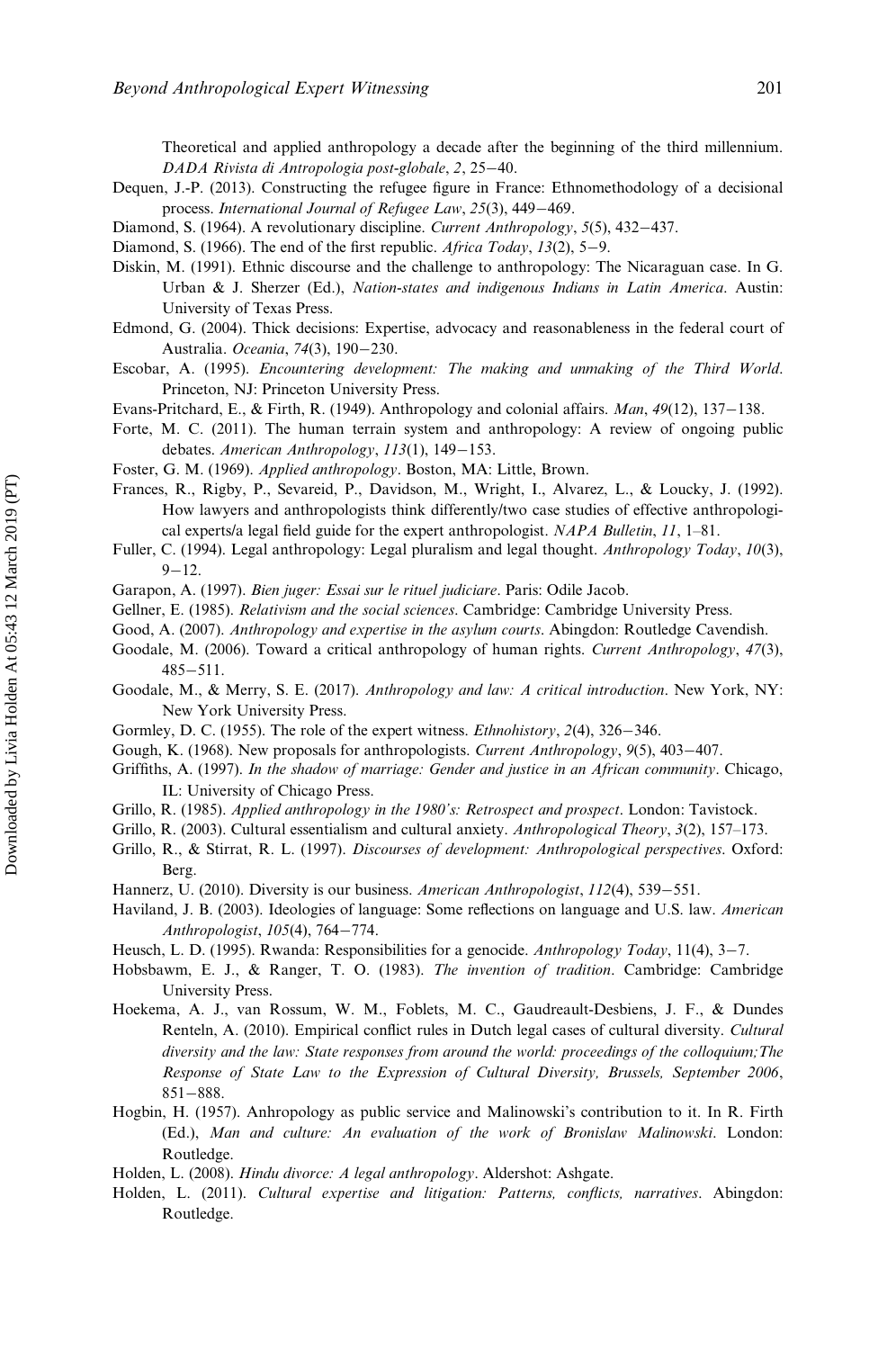Theoretical and applied anthropology a decade after the beginning of the third millennium. *DADA Rivista di Antropologia post-globale*, *2*, 25–40.

Dequen, J.-P. (2013). Constructing the refugee figure in France: Ethnomethodology of a decisional process. *International Journal of Refugee Law*, *25*(3), 449–469.

Diamond, S. (1964). A revolutionary discipline. *Current Anthropology*, *5*(5), 432–437.

Diamond, S. (1966). The end of the first republic. *Africa Today*, *13*(2), 5–9.

Diskin, M. (1991). Ethnic discourse and the challenge to anthropology: The Nicaraguan case. In G. Urban & J. Sherzer (Ed.), *Nation-states and indigenous Indians in Latin America*. Austin: University of Texas Press.

Edmond, G. (2004). Thick decisions: Expertise, advocacy and reasonableness in the federal court of Australia. *Oceania*, *74*(3), 190–230.

Escobar, A. (1995). *Encountering development: The making and unmaking of the Third World*. Princeton, NJ: Princeton University Press.

Evans-Pritchard, E., & Firth, R. (1949). Anthropology and colonial affairs. *Man*, *49*(12), 137–138.

Forte, M. C. (2011). The human terrain system and anthropology: A review of ongoing public debates. *American Anthropology*, *113*(1), 149–153.

Foster, G. M. (1969). *Applied anthropology*. Boston, MA: Little, Brown.

Frances, R., Rigby, P., Sevareid, P., Davidson, M., Wright, I., Alvarez, L., & Loucky, J. (1992). How lawyers and anthropologists think differently/two case studies of effective anthropological experts/a legal field guide for the expert anthropologist. *NAPA Bulletin*, *11*, 1–81.

Fuller, C. (1994). Legal anthropology: Legal pluralism and legal thought. *Anthropology Today*, *10*(3), 9–12.

Garapon, A. (1997). *Bien juger: Essai sur le rituel judiciare*. Paris: Odile Jacob.

Gellner, E. (1985). *Relativism and the social sciences*. Cambridge: Cambridge University Press.

Good, A. (2007). *Anthropology and expertise in the asylum courts*. Abingdon: Routledge Cavendish.

Goodale, M. (2006). Toward a critical anthropology of human rights. *Current Anthropology*, *47*(3), 485–511.

Goodale, M., & Merry, S. E. (2017). *Anthropology and law: A critical introduction*. New York, NY: New York University Press.

Gormley, D. C. (1955). The role of the expert witness. *Ethnohistory*, *2*(4), 326–346.

Gough, K. (1968). New proposals for anthropologists. *Current Anthropology*, *9*(5), 403–407.

Griffiths, A. (1997). *In the shadow of marriage: Gender and justice in an African community*. Chicago, IL: University of Chicago Press.

Grillo, R. (1985). *Applied anthropology in the 1980's: Retrospect and prospect*. London: Tavistock.

Grillo, R. (2003). Cultural essentialism and cultural anxiety. *Anthropological Theory*, *3*(2), 157–173.

Grillo, R., & Stirrat, R. L. (1997). *Discourses of development: Anthropological perspectives*. Oxford: Berg.

Hannerz, U. (2010). Diversity is our business. *American Anthropologist*, *112*(4), 539–551.

Haviland, J. B. (2003). Ideologies of language: Some reflections on language and U.S. law. *American Anthropologist*, *105*(4), 764–774.

Heusch, L. D. (1995). Rwanda: Responsibilities for a genocide. *Anthropology Today*, 11(4), 3–7.

Hobsbawm, E. J., & Ranger, T. O. (1983). *The invention of tradition*. Cambridge: Cambridge University Press.

Hoekema, A. J., van Rossum, W. M., Foblets, M. C., Gaudreault-Desbiens, J. F., & Dundes Renteln, A. (2010). Empirical conflict rules in Dutch legal cases of cultural diversity. *Cultural diversity and the law: State responses from around the world: proceedings of the colloquium;The Response of State Law to the Expression of Cultural Diversity, Brussels, September 2006*, 851–888.

Hogbin, H. (1957). Anhropology as public service and Malinowski's contribution to it. In R. Firth (Ed.), *Man and culture: An evaluation of the work of Bronislaw Malinowski*. London: Routledge.

Holden, L. (2008). *Hindu divorce: A legal anthropology*. Aldershot: Ashgate.

Holden, L. (2011). *Cultural expertise and litigation: Patterns, conflicts, narratives*. Abingdon: Routledge.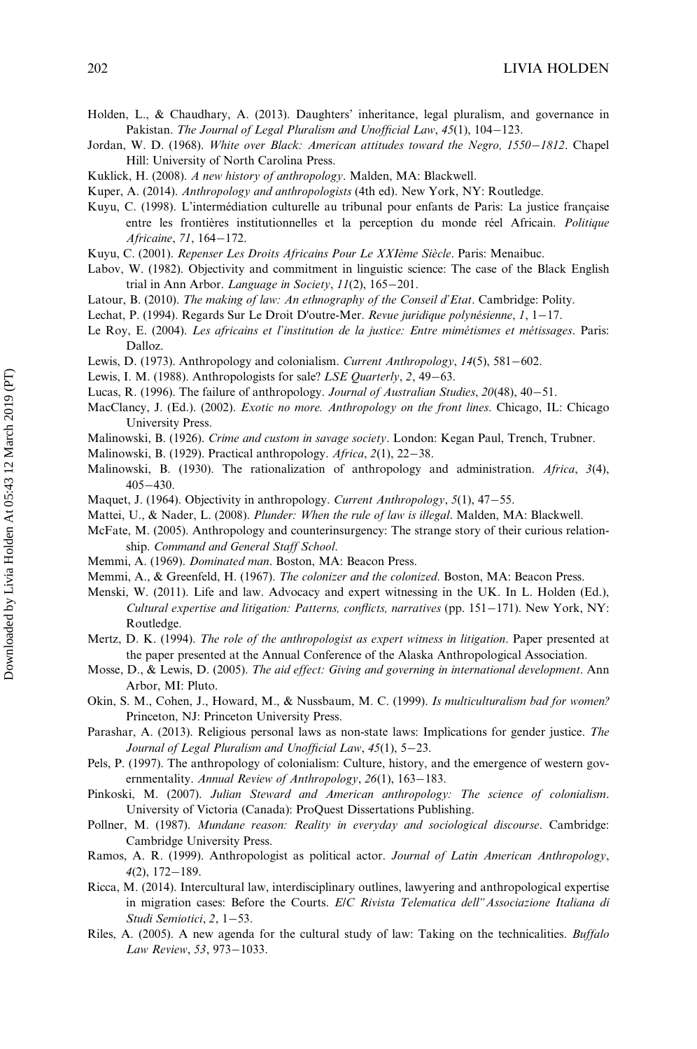Holden, L., & Chaudhary, A. (2013). Daughters' inheritance, legal pluralism, and governance in Pakistan. *The Journal of Legal Pluralism and Unofficial Law*, *45*(1), 104–123.

Jordan, W. D. (1968). *White over Black: American attitudes toward the Negro, 1550–1812*. Chapel Hill: University of North Carolina Press.

Kuklick, H. (2008). *A new history of anthropology*. Malden, MA: Blackwell.

Kuper, A. (2014). *Anthropology and anthropologists* (4th ed). New York, NY: Routledge.

Kuyu, C. (1998). L'intermédiation culturelle au tribunal pour enfants de Paris: La justice française entre les frontières institutionnelles et la perception du monde réel Africain. *Politique Africaine*, *71*, 164–172.

Kuyu, C. (2001). *Repenser Les Droits Africains Pour Le XXIème Siècle*. Paris: Menaibuc.

Labov, W. (1982). Objectivity and commitment in linguistic science: The case of the Black English trial in Ann Arbor. *Language in Society*, *11*(2), 165–201.

Latour, B. (2010). *The making of law: An ethnography of the Conseil d'Etat*. Cambridge: Polity.

Lechat, P. (1994). Regards Sur Le Droit D'outre-Mer. *Revue juridique polynésienne*, *1*, 1–17.

Le Roy, E. (2004). *Les africains et l'institution de la justice: Entre mimétismes et métissages*. Paris: Dalloz.

Lewis, D. (1973). Anthropology and colonialism. *Current Anthropology*, *14*(5), 581–602.

Lewis, I. M. (1988). Anthropologists for sale? *LSE Quarterly*, *2*, 49–63.

Lucas, R. (1996). The failure of anthropology. *Journal of Australian Studies*, *20*(48), 40–51.

MacClancy, J. (Ed.). (2002). *Exotic no more. Anthropology on the front lines*. Chicago, IL: Chicago University Press.

Malinowski, B. (1926). *Crime and custom in savage society*. London: Kegan Paul, Trench, Trubner.

Malinowski, B. (1929). Practical anthropology. *Africa*, *2*(1), 22–38.

Malinowski, B. (1930). The rationalization of anthropology and administration. *Africa*, *3*(4), 405–430.

Maquet, J. (1964). Objectivity in anthropology. *Current Anthropology*, *5*(1), 47–55.

Mattei, U., & Nader, L. (2008). *Plunder: When the rule of law is illegal*. Malden, MA: Blackwell.

McFate, M. (2005). Anthropology and counterinsurgency: The strange story of their curious relationship. *Command and General Staff School*.

Memmi, A. (1969). *Dominated man*. Boston, MA: Beacon Press.

Memmi, A., & Greenfeld, H. (1967). *The colonizer and the colonized*. Boston, MA: Beacon Press.

Menski, W. (2011). Life and law. Advocacy and expert witnessing in the UK. In L. Holden (Ed.), *Cultural expertise and litigation: Patterns, conflicts, narratives* (pp. 151–171). New York, NY: Routledge.

Mertz, D. K. (1994). *The role of the anthropologist as expert witness in litigation*. Paper presented at the paper presented at the Annual Conference of the Alaska Anthropological Association.

Mosse, D., & Lewis, D. (2005). *The aid effect: Giving and governing in international development*. Ann Arbor, MI: Pluto.

Okin, S. M., Cohen, J., Howard, M., & Nussbaum, M. C. (1999). *Is multiculturalism bad for women?* Princeton, NJ: Princeton University Press.

Parashar, A. (2013). Religious personal laws as non-state laws: Implications for gender justice. *The Journal of Legal Pluralism and Unofficial Law*, *45*(1), 5–23.

Pels, P. (1997). The anthropology of colonialism: Culture, history, and the emergence of western governmentality. *Annual Review of Anthropology*, *26*(1), 163–183.

Pinkoski, M. (2007). *Julian Steward and American anthropology: The science of colonialism*. University of Victoria (Canada): ProQuest Dissertations Publishing.

Pollner, M. (1987). *Mundane reason: Reality in everyday and sociological discourse*. Cambridge: Cambridge University Press.

Ramos, A. R. (1999). Anthropologist as political actor. *Journal of Latin American Anthropology*, *4*(2), 172–189.

Ricca, M. (2014). Intercultural law, interdisciplinary outlines, lawyering and anthropological expertise in migration cases: Before the Courts. *E/C Rivista Telematica dell''Associazione Italiana di Studi Semiotici*, *2*, 1–53.

Riles, A. (2005). A new agenda for the cultural study of law: Taking on the technicalities. *Buffalo Law Review*, *53*, 973–1033.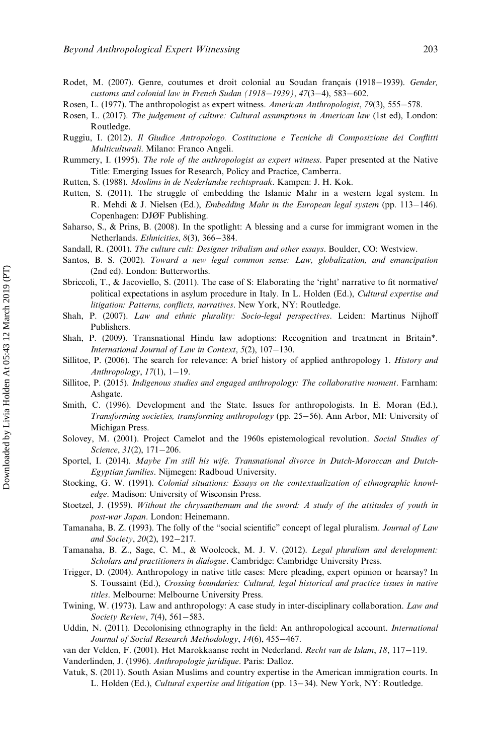Rodet, M. (2007). Genre, coutumes et droit colonial au Soudan français (1918–1939). *Gender, customs and colonial law in French Sudan (1918–1939)*, *47*(3–4), 583–602.

Rosen, L. (1977). The anthropologist as expert witness. *American Anthropologist*, *79*(3), 555–578.

Rosen, L. (2017). *The judgement of culture: Cultural assumptions in American law* (1st ed), London: Routledge.

Ruggiu, I. (2012). *Il Giudice Antropologo. Costituzione e Tecniche di Composizione dei Conflitti Multiculturali*. Milano: Franco Angeli.

Rummery, I. (1995). *The role of the anthropologist as expert witness*. Paper presented at the Native Title: Emerging Issues for Research, Policy and Practice, Camberra.

Rutten, S. (1988). *Moslims in de Nederlandse rechtspraak*. Kampen: J. H. Kok.

Rutten, S. (2011). The struggle of embedding the Islamic Mahr in a western legal system. In R. Mehdi & J. Nielsen (Ed.), *Embedding Mahr in the European legal system* (pp. 113–146). Copenhagen: DJØF Publishing.

Saharso, S., & Prins, B. (2008). In the spotlight: A blessing and a curse for immigrant women in the Netherlands. *Ethnicities*, *8*(3), 366–384.

Sandall, R. (2001). *The culture cult: Designer tribalism and other essays*. Boulder, CO: Westview.

Santos, B. S. (2002). *Toward a new legal common sense: Law, globalization, and emancipation* (2nd ed). London: Butterworths.

Sbriccoli, T., & Jacoviello, S. (2011). The case of S: Elaborating the 'right' narrative to fit normative/political expectations in asylum procedure in Italy. In L. Holden (Ed.), *Cultural expertise and litigation: Patterns, conflicts, narratives*. New York, NY: Routledge.

Shah, P. (2007). *Law and ethnic plurality: Socio-legal perspectives*. Leiden: Martinus Nijhoff Publishers.

Shah, P. (2009). Transnational Hindu law adoptions: Recognition and treatment in Britain*. *International Journal of Law in Context*, *5*(2), 107–130.

Sillitoe, P. (2006). The search for relevance: A brief history of applied anthropology 1. *History and Anthropology*, *17*(1), 1–19.

Sillitoe, P. (2015). *Indigenous studies and engaged anthropology: The collaborative moment*. Farnham: Ashgate.

Smith, C. (1996). Development and the State. Issues for anthropologists. In E. Moran (Ed.), *Transforming societies, transforming anthropology* (pp. 25–56). Ann Arbor, MI: University of Michigan Press.

Solovey, M. (2001). Project Camelot and the 1960s epistemological revolution. *Social Studies of Science*, *31*(2), 171–206.

Sportel, I. (2014). *Maybe I'm still his wife. Transnational divorce in Dutch-Moroccan and Dutch-Egyptian families*. Nijmegen: Radboud University.

Stocking, G. W. (1991). *Colonial situations: Essays on the contextualization of ethnographic knowledge*. Madison: University of Wisconsin Press.

Stoetzel, J. (1959). *Without the chrysanthemum and the sword: A study of the attitudes of youth in post-war Japan*. London: Heinemann.

Tamanaha, B. Z. (1993). The folly of the "social scientific" concept of legal pluralism. *Journal of Law and Society*, *20*(2), 192–217.

Tamanaha, B. Z., Sage, C. M., & Woolcock, M. J. V. (2012). *Legal pluralism and development: Scholars and practitioners in dialogue*. Cambridge: Cambridge University Press.

Trigger, D. (2004). Anthropology in native title cases: Mere pleading, expert opinion or hearsay? In S. Toussaint (Ed.), *Crossing boundaries: Cultural, legal historical and practice issues in native titles*. Melbourne: Melbourne University Press.

Twining, W. (1973). Law and anthropology: A case study in inter-disciplinary collaboration. *Law and Society Review*, *7*(4), 561–583.

Uddin, N. (2011). Decolonising ethnography in the field: An anthropological account. *International Journal of Social Research Methodology*, *14*(6), 455–467.

van der Velden, F. (2001). Het Marokkaanse recht in Nederland. *Recht van de Islam*, *18*, 117–119.

Vanderlinden, J. (1996). *Anthropologie juridique*. Paris: Dalloz.

Vatuk, S. (2011). South Asian Muslims and country expertise in the American immigration courts. In L. Holden (Ed.), *Cultural expertise and litigation* (pp. 13–34). New York, NY: Routledge.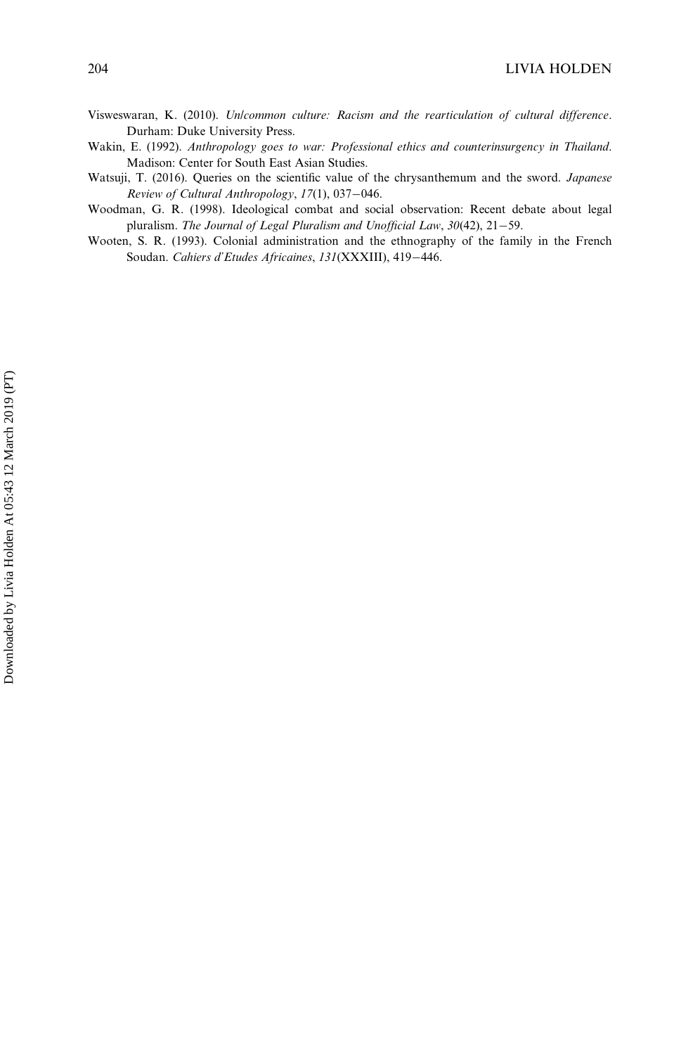Visweswaran, K. (2010). *Un/common culture: Racism and the rearticulation of cultural difference*. Durham: Duke University Press.

Wakin, E. (1992). *Anthropology goes to war: Professional ethics and counterinsurgency in Thailand*. Madison: Center for South East Asian Studies.

Watsuji, T. (2016). Queries on the scientific value of the chrysanthemum and the sword. *Japanese Review of Cultural Anthropology*, *17*(1), 037–046.

Woodman, G. R. (1998). Ideological combat and social observation: Recent debate about legal pluralism. *The Journal of Legal Pluralism and Unofficial Law*, *30*(42), 21–59.

Wooten, S. R. (1993). Colonial administration and the ethnography of the family in the French Soudan. *Cahiers d'Etudes Africaines*, *131*(XXXIII), 419–446.